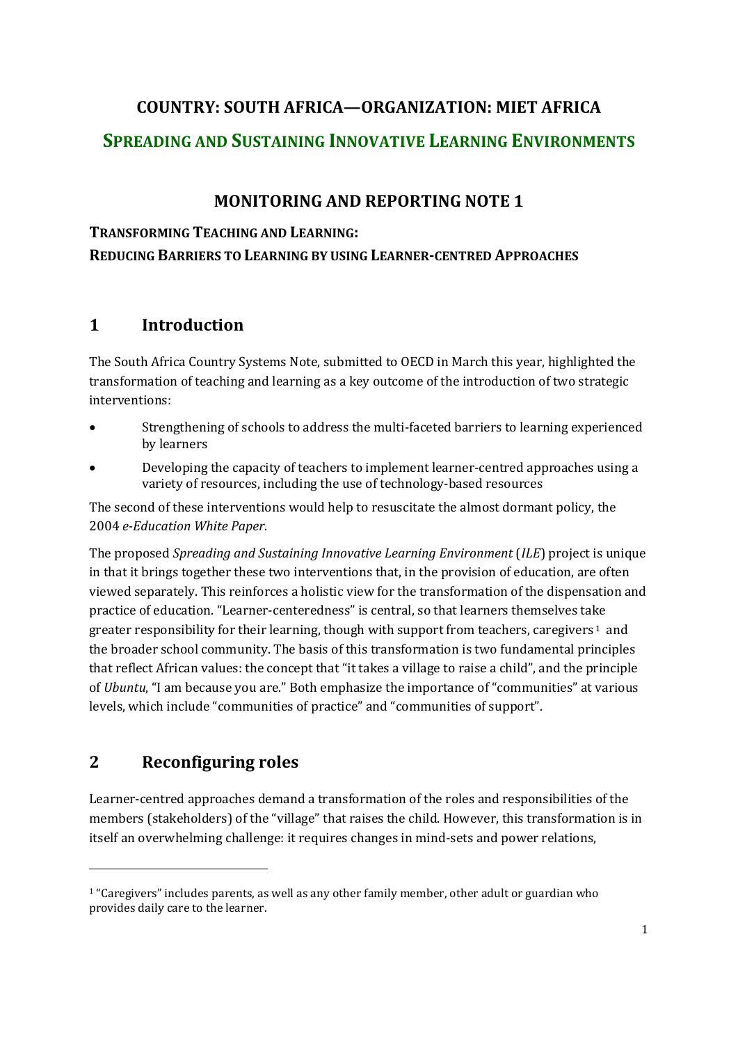# COUNTRY: SOUTH AFRICA—ORGANIZATION: MIET AFRICA

## SPREADING AND SUSTAINING INNOVATIVE LEARNING ENVIRONMENTS

## MONITORING AND REPORTING NOTE 1

**TRANSFORMING TEACHING AND LEARNING:**
**REDUCING BARRIERS TO LEARNING BY USING LEARNER-CENTRED APPROACHES**

## 1 Introduction

The South Africa Country Systems Note, submitted to OECD in March this year, highlighted the transformation of teaching and learning as a key outcome of the introduction of two strategic interventions:

- Strengthening of schools to address the multi-faceted barriers to learning experienced by learners
- Developing the capacity of teachers to implement learner-centred approaches using a variety of resources, including the use of technology-based resources

The second of these interventions would help to resuscitate the almost dormant policy, the 2004 *e-Education White Paper*.

The proposed *Spreading and Sustaining Innovative Learning Environment* (*ILE*) project is unique in that it brings together these two interventions that, in the provision of education, are often viewed separately. This reinforces a holistic view for the transformation of the dispensation and practice of education. "Learner-centeredness" is central, so that learners themselves take greater responsibility for their learning, though with support from teachers, caregivers [1] and the broader school community. The basis of this transformation is two fundamental principles that reflect African values: the concept that "it takes a village to raise a child", and the principle of *Ubuntu*, "I am because you are." Both emphasize the importance of "communities" at various levels, which include "communities of practice" and "communities of support".

## 2 Reconfiguring roles

Learner-centred approaches demand a transformation of the roles and responsibilities of the members (stakeholders) of the "village" that raises the child. However, this transformation is in itself an overwhelming challenge: it requires changes in mind-sets and power relations,

[1] "Caregivers" includes parents, as well as any other family member, other adult or guardian who provides daily care to the learner.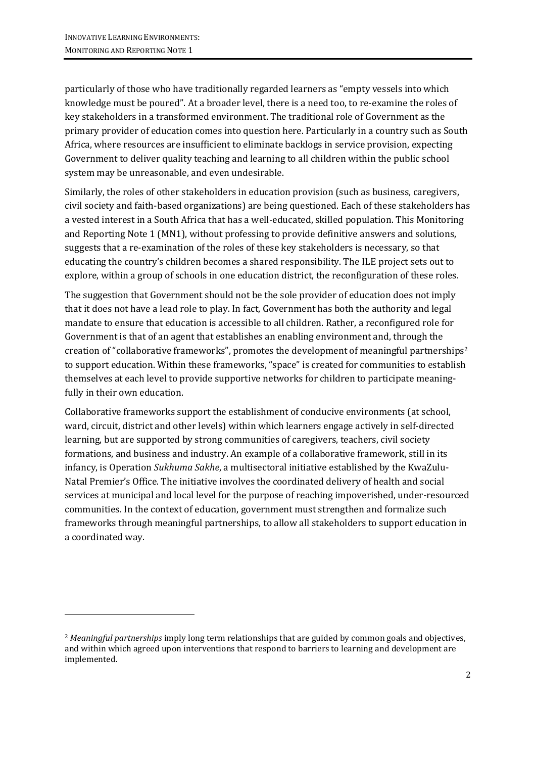particularly of those who have traditionally regarded learners as "empty vessels into which knowledge must be poured". At a broader level, there is a need too, to re-examine the roles of key stakeholders in a transformed environment. The traditional role of Government as the primary provider of education comes into question here. Particularly in a country such as South Africa, where resources are insufficient to eliminate backlogs in service provision, expecting Government to deliver quality teaching and learning to all children within the public school system may be unreasonable, and even undesirable.

Similarly, the roles of other stakeholders in education provision (such as business, caregivers, civil society and faith-based organizations) are being questioned. Each of these stakeholders has a vested interest in a South Africa that has a well-educated, skilled population. This Monitoring and Reporting Note 1 (MN1), without professing to provide definitive answers and solutions, suggests that a re-examination of the roles of these key stakeholders is necessary, so that educating the country's children becomes a shared responsibility. The ILE project sets out to explore, within a group of schools in one education district, the reconfiguration of these roles.

The suggestion that Government should not be the sole provider of education does not imply that it does not have a lead role to play. In fact, Government has both the authority and legal mandate to ensure that education is accessible to all children. Rather, a reconfigured role for Government is that of an agent that establishes an enabling environment and, through the creation of "collaborative frameworks", promotes the development of meaningful partnerships[2] to support education. Within these frameworks, "space" is created for communities to establish themselves at each level to provide supportive networks for children to participate meaningfully in their own education.

Collaborative frameworks support the establishment of conducive environments (at school, ward, circuit, district and other levels) within which learners engage actively in self-directed learning, but are supported by strong communities of caregivers, teachers, civil society formations, and business and industry. An example of a collaborative framework, still in its infancy, is Operation *Sukhuma Sakhe*, a multisectoral initiative established by the KwaZulu-Natal Premier's Office. The initiative involves the coordinated delivery of health and social services at municipal and local level for the purpose of reaching impoverished, under-resourced communities. In the context of education, government must strengthen and formalize such frameworks through meaningful partnerships, to allow all stakeholders to support education in a coordinated way.

[2] *Meaningful partnerships* imply long term relationships that are guided by common goals and objectives, and within which agreed upon interventions that respond to barriers to learning and development are implemented.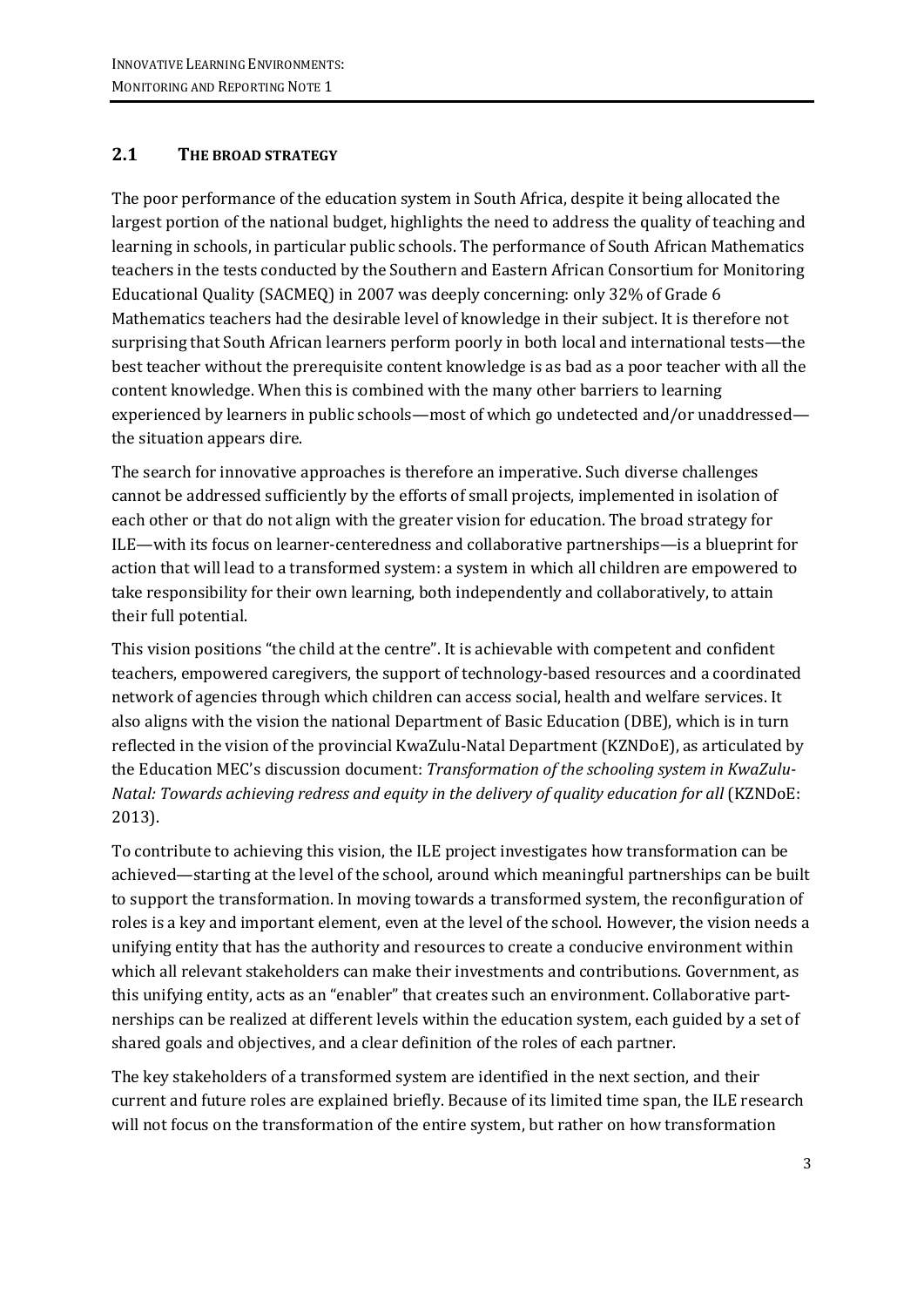## 2.1 THE BROAD STRATEGY

The poor performance of the education system in South Africa, despite it being allocated the largest portion of the national budget, highlights the need to address the quality of teaching and learning in schools, in particular public schools. The performance of South African Mathematics teachers in the tests conducted by the Southern and Eastern African Consortium for Monitoring Educational Quality (SACMEQ) in 2007 was deeply concerning: only 32% of Grade 6 Mathematics teachers had the desirable level of knowledge in their subject. It is therefore not surprising that South African learners perform poorly in both local and international tests—the best teacher without the prerequisite content knowledge is as bad as a poor teacher with all the content knowledge. When this is combined with the many other barriers to learning experienced by learners in public schools—most of which go undetected and/or unaddressed—the situation appears dire.

The search for innovative approaches is therefore an imperative. Such diverse challenges cannot be addressed sufficiently by the efforts of small projects, implemented in isolation of each other or that do not align with the greater vision for education. The broad strategy for ILE—with its focus on learner-centeredness and collaborative partnerships—is a blueprint for action that will lead to a transformed system: a system in which all children are empowered to take responsibility for their own learning, both independently and collaboratively, to attain their full potential.

This vision positions "the child at the centre". It is achievable with competent and confident teachers, empowered caregivers, the support of technology-based resources and a coordinated network of agencies through which children can access social, health and welfare services. It also aligns with the vision the national Department of Basic Education (DBE), which is in turn reflected in the vision of the provincial KwaZulu-Natal Department (KZNDoE), as articulated by the Education MEC's discussion document: *Transformation of the schooling system in KwaZulu-Natal: Towards achieving redress and equity in the delivery of quality education for all* (KZNDoE: 2013).

To contribute to achieving this vision, the ILE project investigates how transformation can be achieved—starting at the level of the school, around which meaningful partnerships can be built to support the transformation. In moving towards a transformed system, the reconfiguration of roles is a key and important element, even at the level of the school. However, the vision needs a unifying entity that has the authority and resources to create a conducive environment within which all relevant stakeholders can make their investments and contributions. Government, as this unifying entity, acts as an "enabler" that creates such an environment. Collaborative partnerships can be realized at different levels within the education system, each guided by a set of shared goals and objectives, and a clear definition of the roles of each partner.

The key stakeholders of a transformed system are identified in the next section, and their current and future roles are explained briefly. Because of its limited time span, the ILE research will not focus on the transformation of the entire system, but rather on how transformation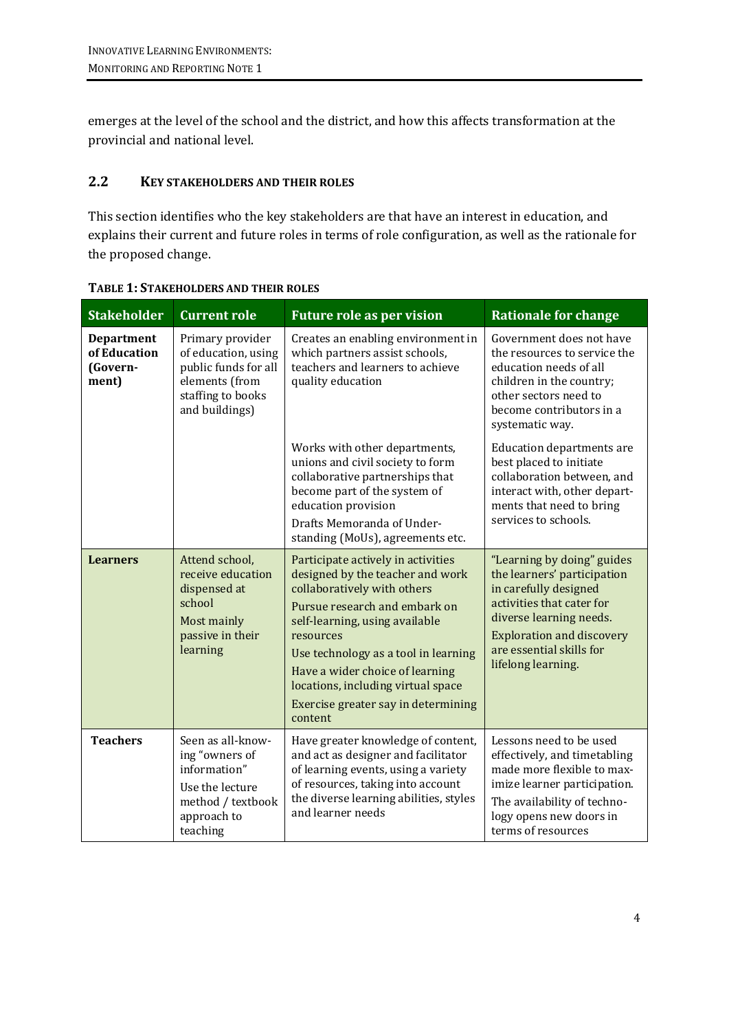emerges at the level of the school and the district, and how this affects transformation at the provincial and national level.

## 2.2 KEY STAKEHOLDERS AND THEIR ROLES

This section identifies who the key stakeholders are that have an interest in education, and explains their current and future roles in terms of role configuration, as well as the rationale for the proposed change.

**TABLE 1: STAKEHOLDERS AND THEIR ROLES**

| Stakeholder | Current role | Future role as per vision | Rationale for change |
|---|---|---|---|
| **Department of Education (Government)** | Primary provider of education, using public funds for all elements (from staffing to books and buildings) | Creates an enabling environment in which partners assist schools, teachers and learners to achieve quality education | Government does not have the resources to service the education needs of all children in the country; other sectors need to become contributors in a systematic way. |
| | | Works with other departments, unions and civil society to form collaborative partnerships that become part of the system of education provision<br>Drafts Memoranda of Understanding (MoUs), agreements etc. | Education departments are best placed to initiate collaboration between, and interact with, other departments that need to bring services to schools. |
| **Learners** | Attend school, receive education dispensed at school<br>Most mainly passive in their learning | Participate actively in activities designed by the teacher and work collaboratively with others<br>Pursue research and embark on self-learning, using available resources<br>Use technology as a tool in learning<br>Have a wider choice of learning locations, including virtual space<br>Exercise greater say in determining content | "Learning by doing" guides the learners' participation in carefully designed activities that cater for diverse learning needs.<br>Exploration and discovery are essential skills for lifelong learning. |
| **Teachers** | Seen as all-knowing "owners of information"<br>Use the lecture method / textbook approach to teaching | Have greater knowledge of content, and act as designer and facilitator of learning events, using a variety of resources, taking into account the diverse learning abilities, styles and learner needs | Lessons need to be used effectively, and timetabling made more flexible to maximize learner participation.<br>The availability of technology opens new doors in terms of resources |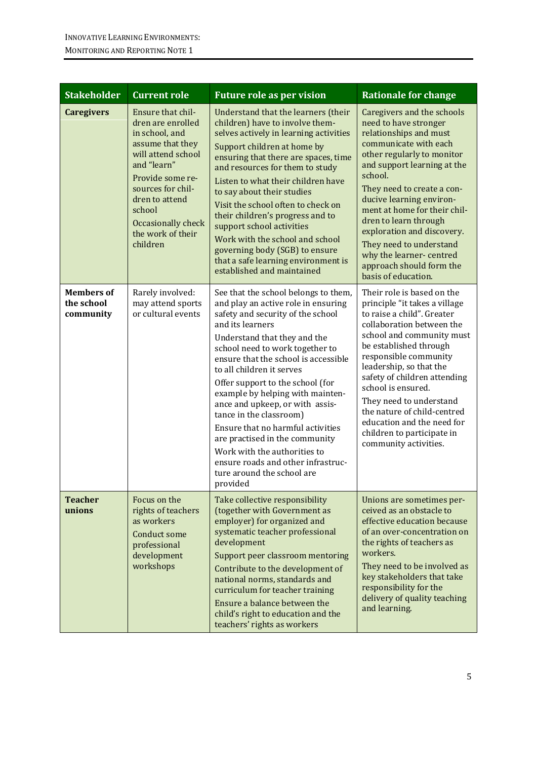| Stakeholder | Current role | Future role as per vision | Rationale for change |
|---|---|---|---|
| **Caregivers** | Ensure that children are enrolled in school, and assume that they will attend school and "learn"<br>Provide some resources for children to attend school<br>Occasionally check the work of their children | Understand that the learners (their children) have to involve themselves actively in learning activities<br>Support children at home by ensuring that there are spaces, time and resources for them to study<br>Listen to what their children have to say about their studies<br>Visit the school often to check on their children's progress and to support school activities<br>Work with the school and school governing body (SGB) to ensure that a safe learning environment is established and maintained | Caregivers and the schools need to have stronger relationships and must communicate with each other regularly to monitor and support learning at the school.<br>They need to create a conducive learning environment at home for their children to learn through exploration and discovery.<br>They need to understand why the learner- centred approach should form the basis of education. |
| **Members of the school community** | Rarely involved: may attend sports or cultural events | See that the school belongs to them, and play an active role in ensuring safety and security of the school and its learners<br>Understand that they and the school need to work together to ensure that the school is accessible to all children it serves<br>Offer support to the school (for example by helping with maintenance and upkeep, or with assistance in the classroom)<br>Ensure that no harmful activities are practised in the community<br>Work with the authorities to ensure roads and other infrastructure around the school are provided | Their role is based on the principle "it takes a village to raise a child". Greater collaboration between the school and community must be established through responsible community leadership, so that the safety of children attending school is ensured.<br>They need to understand the nature of child-centred education and the need for children to participate in community activities. |
| **Teacher unions** | Focus on the rights of teachers as workers<br>Conduct some professional development workshops | Take collective responsibility (together with Government as employer) for organized and systematic teacher professional development<br>Support peer classroom mentoring<br>Contribute to the development of national norms, standards and curriculum for teacher training<br>Ensure a balance between the child's right to education and the teachers' rights as workers | Unions are sometimes perceived as an obstacle to effective education because of an over-concentration on the rights of teachers as workers.<br>They need to be involved as key stakeholders that take responsibility for the delivery of quality teaching and learning. |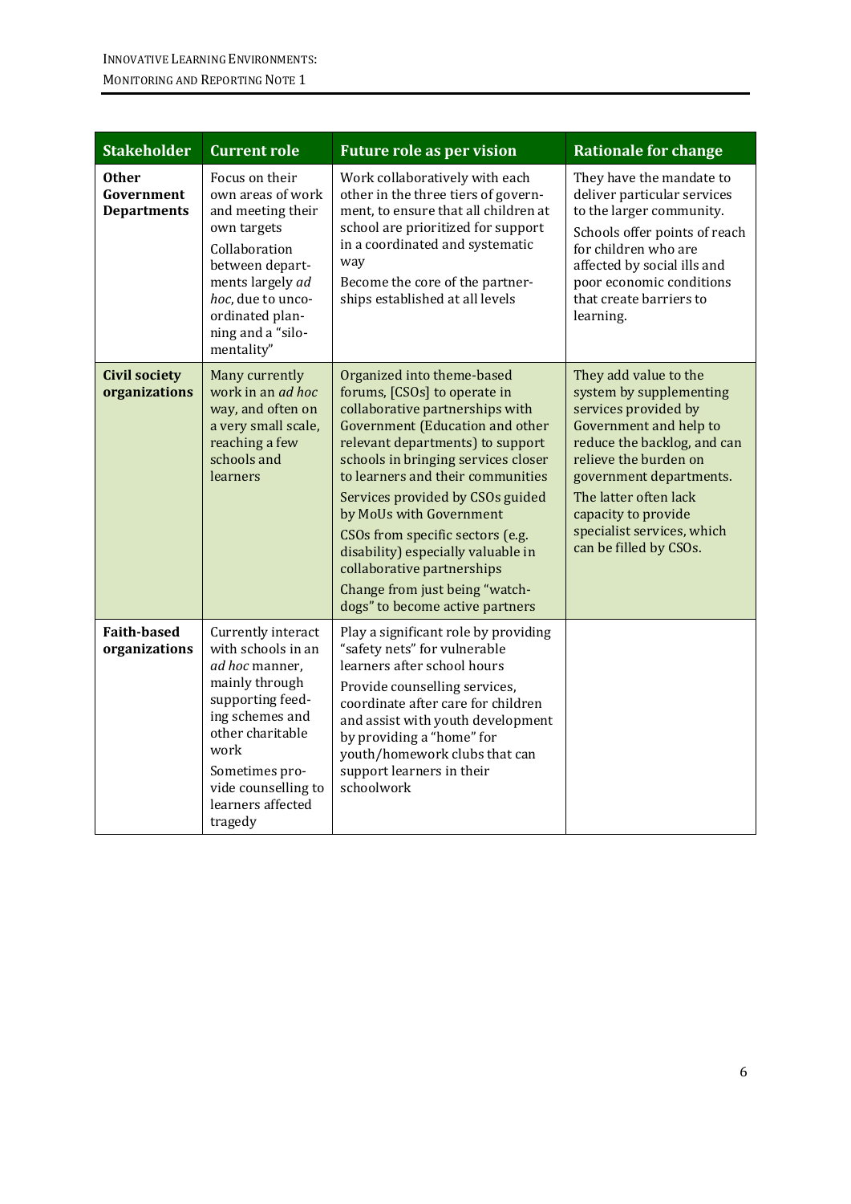| Stakeholder | Current role | Future role as per vision | Rationale for change |
|---|---|---|---|
| **Other Government Departments** | Focus on their own areas of work and meeting their own targets<br>Collaboration between departments largely *ad hoc*, due to uncoordinated planning and a "silo-mentality" | Work collaboratively with each other in the three tiers of government, to ensure that all children at school are prioritized for support in a coordinated and systematic way<br>Become the core of the partnerships established at all levels | They have the mandate to deliver particular services to the larger community.<br>Schools offer points of reach for children who are affected by social ills and poor economic conditions that create barriers to learning. |
| **Civil society organizations** | Many currently work in an *ad hoc* way, and often on a very small scale, reaching a few schools and learners | Organized into theme-based forums, [CSOs] to operate in collaborative partnerships with Government (Education and other relevant departments) to support schools in bringing services closer to learners and their communities<br>Services provided by CSOs guided by MoUs with Government<br>CSOs from specific sectors (e.g. disability) especially valuable in collaborative partnerships<br>Change from just being "watch-dogs" to become active partners | They add value to the system by supplementing services provided by Government and help to reduce the backlog, and can relieve the burden on government departments. The latter often lack capacity to provide specialist services, which can be filled by CSOs. |
| **Faith-based organizations** | Currently interact with schools in an *ad hoc* manner, mainly through supporting feeding schemes and other charitable work<br>Sometimes provide counselling to learners affected tragedy | Play a significant role by providing "safety nets" for vulnerable learners after school hours<br>Provide counselling services, coordinate after care for children and assist with youth development by providing a "home" for youth/homework clubs that can support learners in their schoolwork | |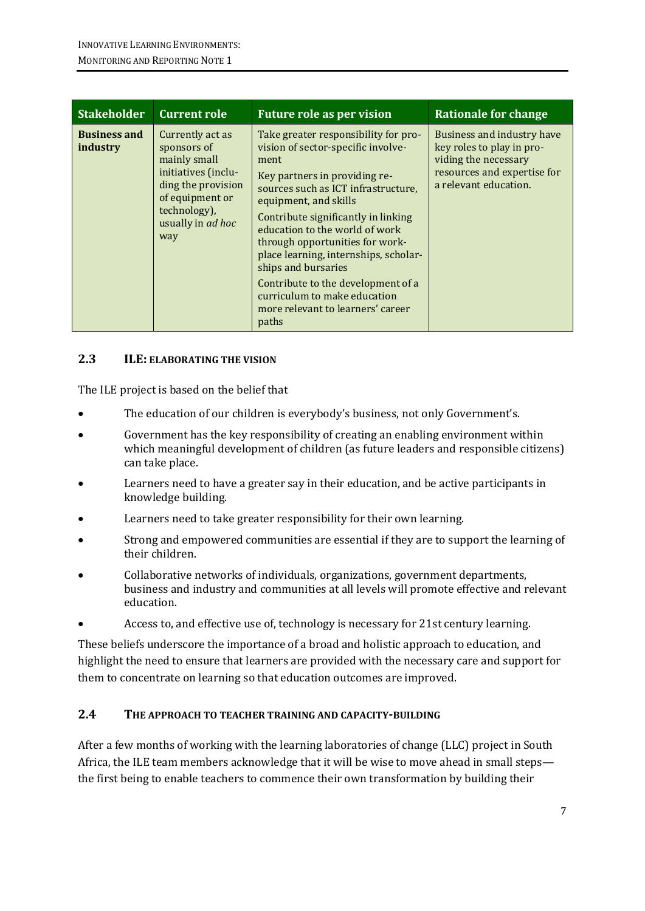| Stakeholder | Current role | Future role as per vision | Rationale for change |
| --- | --- | --- | --- |
| **Business and industry** | Currently act as sponsors of mainly small initiatives (including the provision of equipment or technology), usually in *ad hoc* way | Take greater responsibility for provision of sector-specific involvement<br>Key partners in providing resources such as ICT infrastructure, equipment, and skills<br>Contribute significantly in linking education to the world of work through opportunities for workplace learning, internships, scholarships and bursaries<br>Contribute to the development of a curriculum to make education more relevant to learners' career paths | Business and industry have key roles to play in providing the necessary resources and expertise for a relevant education. |

## 2.3 ILE: Elaborating the Vision

The ILE project is based on the belief that

- The education of our children is everybody's business, not only Government's.
- Government has the key responsibility of creating an enabling environment within which meaningful development of children (as future leaders and responsible citizens) can take place.
- Learners need to have a greater say in their education, and be active participants in knowledge building.
- Learners need to take greater responsibility for their own learning.
- Strong and empowered communities are essential if they are to support the learning of their children.
- Collaborative networks of individuals, organizations, government departments, business and industry and communities at all levels will promote effective and relevant education.
- Access to, and effective use of, technology is necessary for 21st century learning.

These beliefs underscore the importance of a broad and holistic approach to education, and highlight the need to ensure that learners are provided with the necessary care and support for them to concentrate on learning so that education outcomes are improved.

## 2.4 The Approach to Teacher Training and Capacity-Building

After a few months of working with the learning laboratories of change (LLC) project in South Africa, the ILE team members acknowledge that it will be wise to move ahead in small steps—the first being to enable teachers to commence their own transformation by building their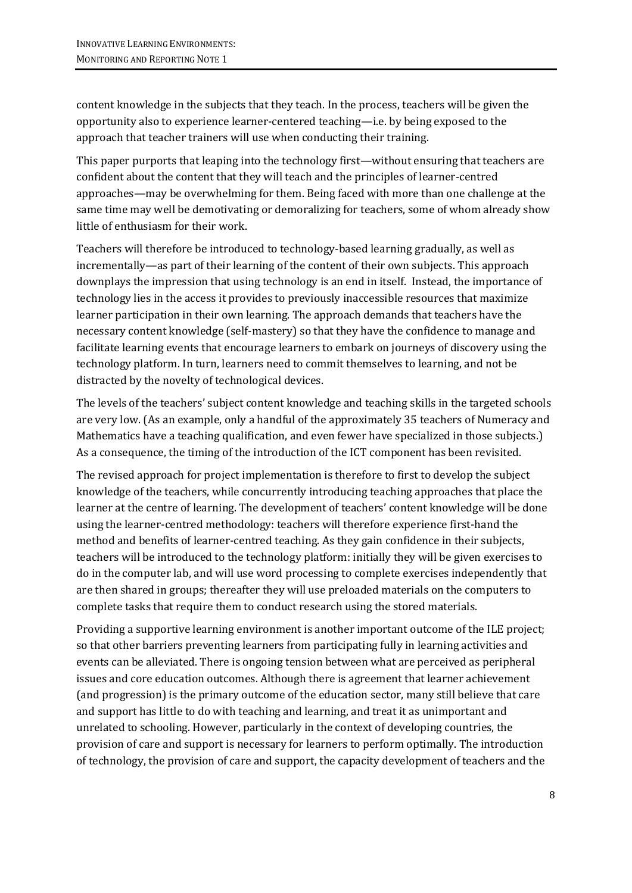content knowledge in the subjects that they teach. In the process, teachers will be given the opportunity also to experience learner-centered teaching—i.e. by being exposed to the approach that teacher trainers will use when conducting their training.

This paper purports that leaping into the technology first—without ensuring that teachers are confident about the content that they will teach and the principles of learner-centred approaches—may be overwhelming for them. Being faced with more than one challenge at the same time may well be demotivating or demoralizing for teachers, some of whom already show little of enthusiasm for their work.

Teachers will therefore be introduced to technology-based learning gradually, as well as incrementally—as part of their learning of the content of their own subjects. This approach downplays the impression that using technology is an end in itself. Instead, the importance of technology lies in the access it provides to previously inaccessible resources that maximize learner participation in their own learning. The approach demands that teachers have the necessary content knowledge (self-mastery) so that they have the confidence to manage and facilitate learning events that encourage learners to embark on journeys of discovery using the technology platform. In turn, learners need to commit themselves to learning, and not be distracted by the novelty of technological devices.

The levels of the teachers' subject content knowledge and teaching skills in the targeted schools are very low. (As an example, only a handful of the approximately 35 teachers of Numeracy and Mathematics have a teaching qualification, and even fewer have specialized in those subjects.) As a consequence, the timing of the introduction of the ICT component has been revisited.

The revised approach for project implementation is therefore to first to develop the subject knowledge of the teachers, while concurrently introducing teaching approaches that place the learner at the centre of learning. The development of teachers' content knowledge will be done using the learner-centred methodology: teachers will therefore experience first-hand the method and benefits of learner-centred teaching. As they gain confidence in their subjects, teachers will be introduced to the technology platform: initially they will be given exercises to do in the computer lab, and will use word processing to complete exercises independently that are then shared in groups; thereafter they will use preloaded materials on the computers to complete tasks that require them to conduct research using the stored materials.

Providing a supportive learning environment is another important outcome of the ILE project; so that other barriers preventing learners from participating fully in learning activities and events can be alleviated. There is ongoing tension between what are perceived as peripheral issues and core education outcomes. Although there is agreement that learner achievement (and progression) is the primary outcome of the education sector, many still believe that care and support has little to do with teaching and learning, and treat it as unimportant and unrelated to schooling. However, particularly in the context of developing countries, the provision of care and support is necessary for learners to perform optimally. The introduction of technology, the provision of care and support, the capacity development of teachers and the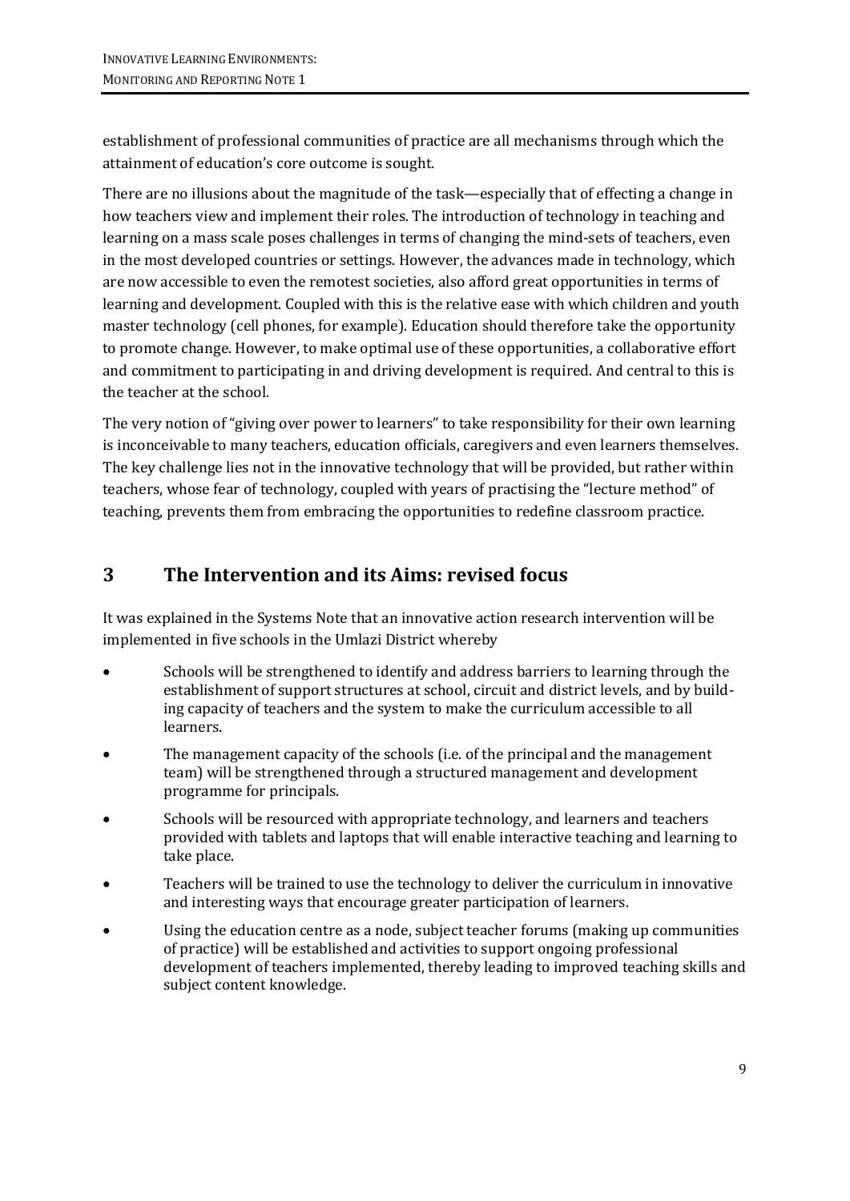establishment of professional communities of practice are all mechanisms through which the attainment of education's core outcome is sought.

There are no illusions about the magnitude of the task—especially that of effecting a change in how teachers view and implement their roles. The introduction of technology in teaching and learning on a mass scale poses challenges in terms of changing the mind-sets of teachers, even in the most developed countries or settings. However, the advances made in technology, which are now accessible to even the remotest societies, also afford great opportunities in terms of learning and development. Coupled with this is the relative ease with which children and youth master technology (cell phones, for example). Education should therefore take the opportunity to promote change. However, to make optimal use of these opportunities, a collaborative effort and commitment to participating in and driving development is required. And central to this is the teacher at the school.

The very notion of "giving over power to learners" to take responsibility for their own learning is inconceivable to many teachers, education officials, caregivers and even learners themselves. The key challenge lies not in the innovative technology that will be provided, but rather within teachers, whose fear of technology, coupled with years of practising the "lecture method" of teaching, prevents them from embracing the opportunities to redefine classroom practice.

## 3 The Intervention and its Aims: revised focus

It was explained in the Systems Note that an innovative action research intervention will be implemented in five schools in the Umlazi District whereby

- Schools will be strengthened to identify and address barriers to learning through the establishment of support structures at school, circuit and district levels, and by building capacity of teachers and the system to make the curriculum accessible to all learners.
- The management capacity of the schools (i.e. of the principal and the management team) will be strengthened through a structured management and development programme for principals.
- Schools will be resourced with appropriate technology, and learners and teachers provided with tablets and laptops that will enable interactive teaching and learning to take place.
- Teachers will be trained to use the technology to deliver the curriculum in innovative and interesting ways that encourage greater participation of learners.
- Using the education centre as a node, subject teacher forums (making up communities of practice) will be established and activities to support ongoing professional development of teachers implemented, thereby leading to improved teaching skills and subject content knowledge.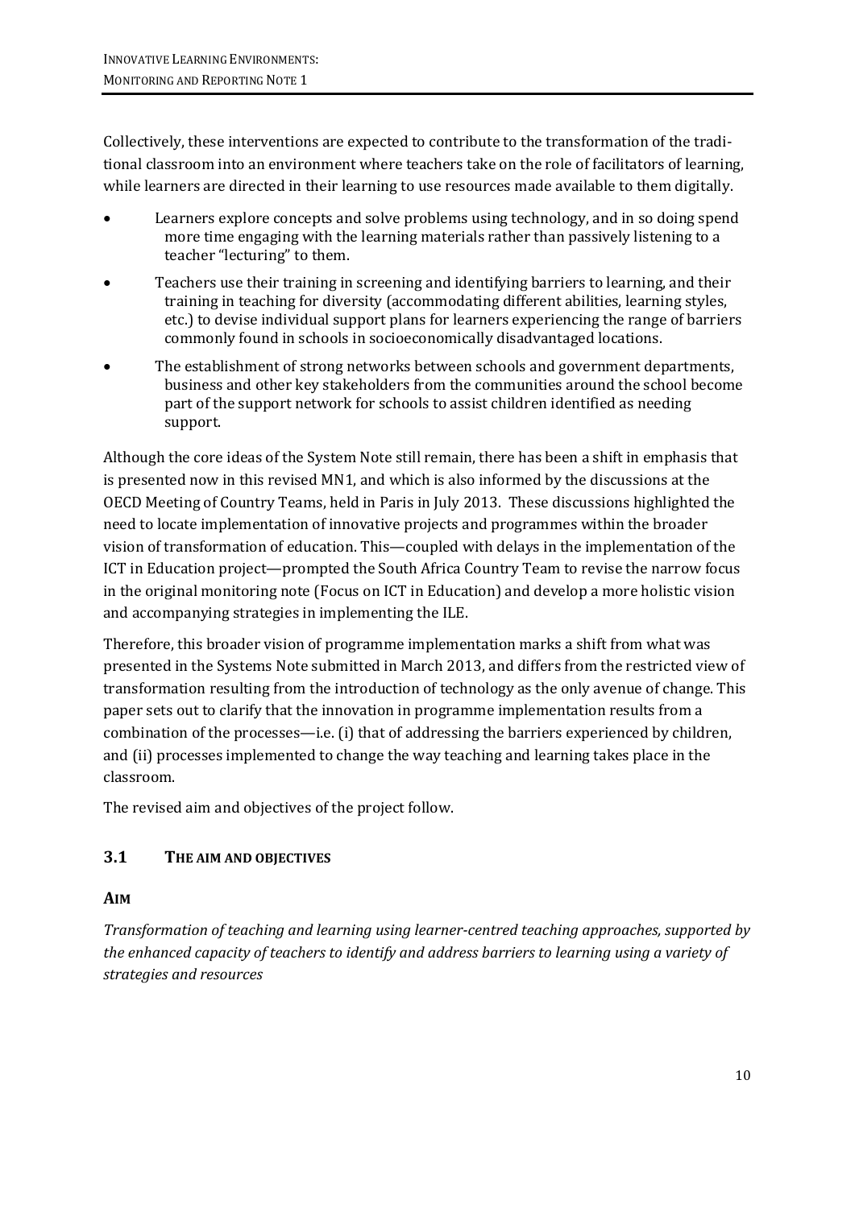Collectively, these interventions are expected to contribute to the transformation of the traditional classroom into an environment where teachers take on the role of facilitators of learning, while learners are directed in their learning to use resources made available to them digitally.

- Learners explore concepts and solve problems using technology, and in so doing spend more time engaging with the learning materials rather than passively listening to a teacher "lecturing" to them.
- Teachers use their training in screening and identifying barriers to learning, and their training in teaching for diversity (accommodating different abilities, learning styles, etc.) to devise individual support plans for learners experiencing the range of barriers commonly found in schools in socioeconomically disadvantaged locations.
- The establishment of strong networks between schools and government departments, business and other key stakeholders from the communities around the school become part of the support network for schools to assist children identified as needing support.

Although the core ideas of the System Note still remain, there has been a shift in emphasis that is presented now in this revised MN1, and which is also informed by the discussions at the OECD Meeting of Country Teams, held in Paris in July 2013. These discussions highlighted the need to locate implementation of innovative projects and programmes within the broader vision of transformation of education. This—coupled with delays in the implementation of the ICT in Education project—prompted the South Africa Country Team to revise the narrow focus in the original monitoring note (Focus on ICT in Education) and develop a more holistic vision and accompanying strategies in implementing the ILE.

Therefore, this broader vision of programme implementation marks a shift from what was presented in the Systems Note submitted in March 2013, and differs from the restricted view of transformation resulting from the introduction of technology as the only avenue of change. This paper sets out to clarify that the innovation in programme implementation results from a combination of the processes—i.e. (i) that of addressing the barriers experienced by children, and (ii) processes implemented to change the way teaching and learning takes place in the classroom.

The revised aim and objectives of the project follow.

## 3.1 The aim and objectives

### Aim

*Transformation of teaching and learning using learner-centred teaching approaches, supported by the enhanced capacity of teachers to identify and address barriers to learning using a variety of strategies and resources*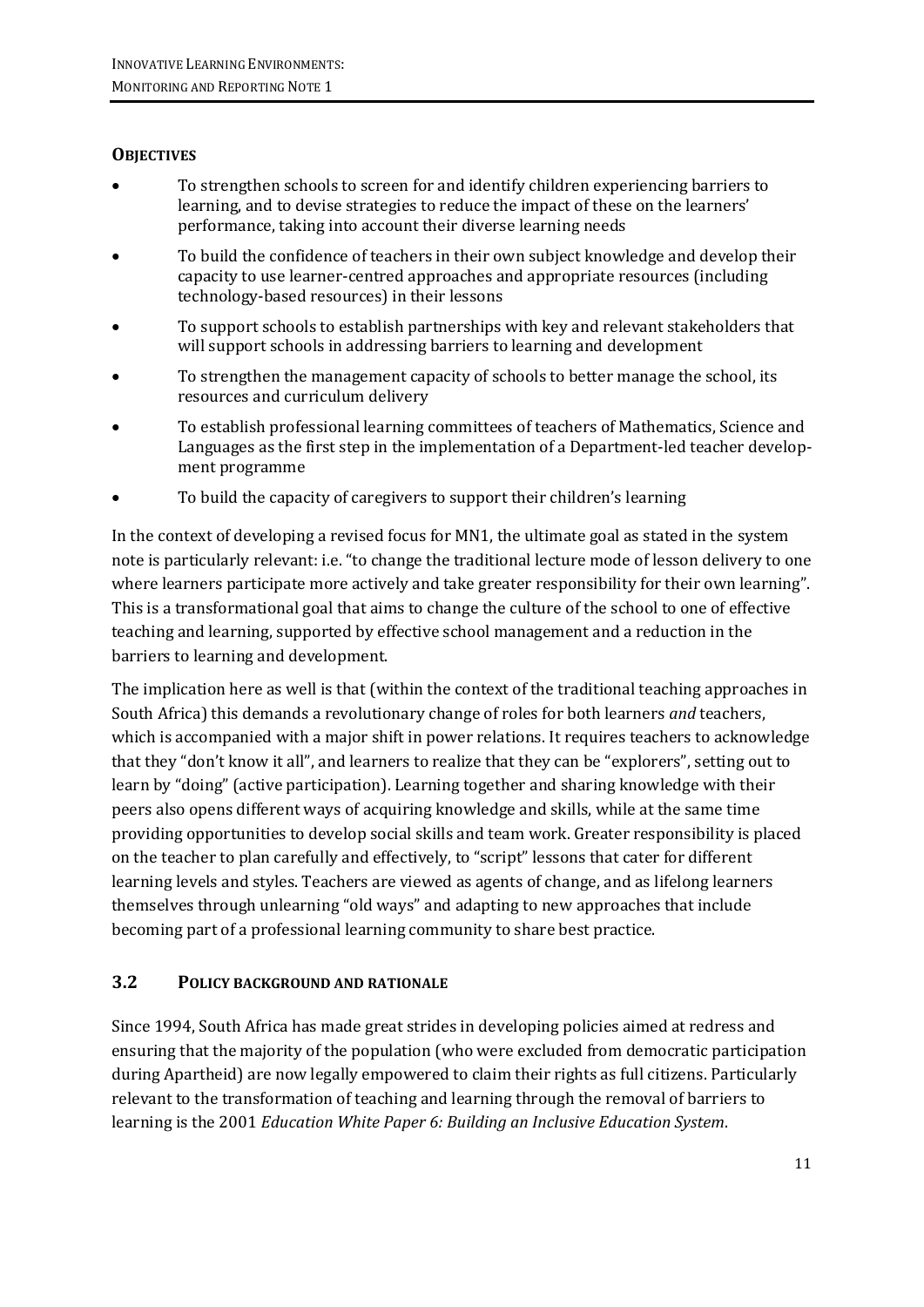**Objectives**

- To strengthen schools to screen for and identify children experiencing barriers to learning, and to devise strategies to reduce the impact of these on the learners' performance, taking into account their diverse learning needs
- To build the confidence of teachers in their own subject knowledge and develop their capacity to use learner-centred approaches and appropriate resources (including technology-based resources) in their lessons
- To support schools to establish partnerships with key and relevant stakeholders that will support schools in addressing barriers to learning and development
- To strengthen the management capacity of schools to better manage the school, its resources and curriculum delivery
- To establish professional learning committees of teachers of Mathematics, Science and Languages as the first step in the implementation of a Department-led teacher development programme
- To build the capacity of caregivers to support their children's learning

In the context of developing a revised focus for MN1, the ultimate goal as stated in the system note is particularly relevant: i.e. "to change the traditional lecture mode of lesson delivery to one where learners participate more actively and take greater responsibility for their own learning". This is a transformational goal that aims to change the culture of the school to one of effective teaching and learning, supported by effective school management and a reduction in the barriers to learning and development.

The implication here as well is that (within the context of the traditional teaching approaches in South Africa) this demands a revolutionary change of roles for both learners *and* teachers, which is accompanied with a major shift in power relations. It requires teachers to acknowledge that they "don't know it all", and learners to realize that they can be "explorers", setting out to learn by "doing" (active participation). Learning together and sharing knowledge with their peers also opens different ways of acquiring knowledge and skills, while at the same time providing opportunities to develop social skills and team work. Greater responsibility is placed on the teacher to plan carefully and effectively, to "script" lessons that cater for different learning levels and styles. Teachers are viewed as agents of change, and as lifelong learners themselves through unlearning "old ways" and adapting to new approaches that include becoming part of a professional learning community to share best practice.

## 3.2 Policy background and rationale

Since 1994, South Africa has made great strides in developing policies aimed at redress and ensuring that the majority of the population (who were excluded from democratic participation during Apartheid) are now legally empowered to claim their rights as full citizens. Particularly relevant to the transformation of teaching and learning through the removal of barriers to learning is the 2001 *Education White Paper 6: Building an Inclusive Education System*.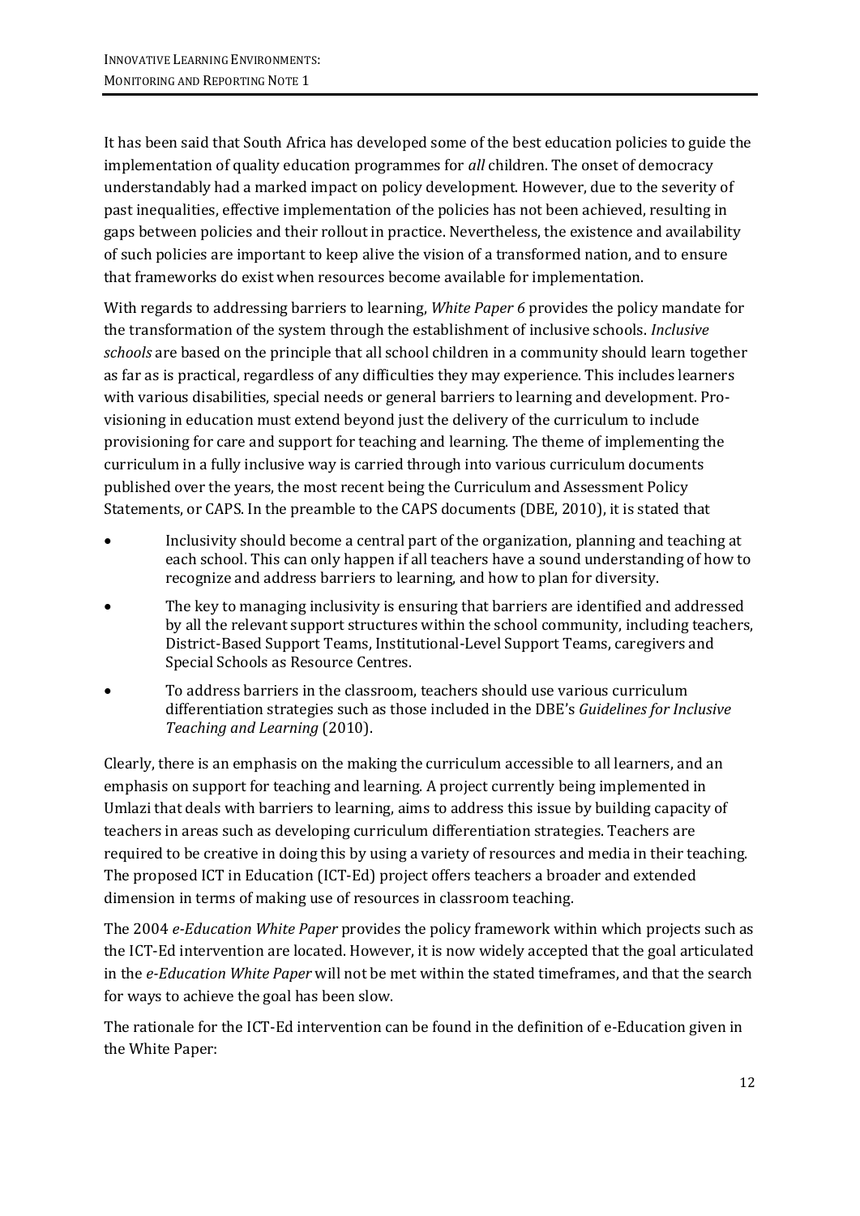It has been said that South Africa has developed some of the best education policies to guide the implementation of quality education programmes for *all* children. The onset of democracy understandably had a marked impact on policy development. However, due to the severity of past inequalities, effective implementation of the policies has not been achieved, resulting in gaps between policies and their rollout in practice. Nevertheless, the existence and availability of such policies are important to keep alive the vision of a transformed nation, and to ensure that frameworks do exist when resources become available for implementation.

With regards to addressing barriers to learning, *White Paper 6* provides the policy mandate for the transformation of the system through the establishment of inclusive schools. *Inclusive schools* are based on the principle that all school children in a community should learn together as far as is practical, regardless of any difficulties they may experience. This includes learners with various disabilities, special needs or general barriers to learning and development. Provisioning in education must extend beyond just the delivery of the curriculum to include provisioning for care and support for teaching and learning. The theme of implementing the curriculum in a fully inclusive way is carried through into various curriculum documents published over the years, the most recent being the Curriculum and Assessment Policy Statements, or CAPS. In the preamble to the CAPS documents (DBE, 2010), it is stated that

- Inclusivity should become a central part of the organization, planning and teaching at each school. This can only happen if all teachers have a sound understanding of how to recognize and address barriers to learning, and how to plan for diversity.
- The key to managing inclusivity is ensuring that barriers are identified and addressed by all the relevant support structures within the school community, including teachers, District-Based Support Teams, Institutional-Level Support Teams, caregivers and Special Schools as Resource Centres.
- To address barriers in the classroom, teachers should use various curriculum differentiation strategies such as those included in the DBE's *Guidelines for Inclusive Teaching and Learning* (2010).

Clearly, there is an emphasis on the making the curriculum accessible to all learners, and an emphasis on support for teaching and learning. A project currently being implemented in Umlazi that deals with barriers to learning, aims to address this issue by building capacity of teachers in areas such as developing curriculum differentiation strategies. Teachers are required to be creative in doing this by using a variety of resources and media in their teaching. The proposed ICT in Education (ICT-Ed) project offers teachers a broader and extended dimension in terms of making use of resources in classroom teaching.

The 2004 *e-Education White Paper* provides the policy framework within which projects such as the ICT-Ed intervention are located. However, it is now widely accepted that the goal articulated in the *e-Education White Paper* will not be met within the stated timeframes, and that the search for ways to achieve the goal has been slow.

The rationale for the ICT-Ed intervention can be found in the definition of e-Education given in the White Paper: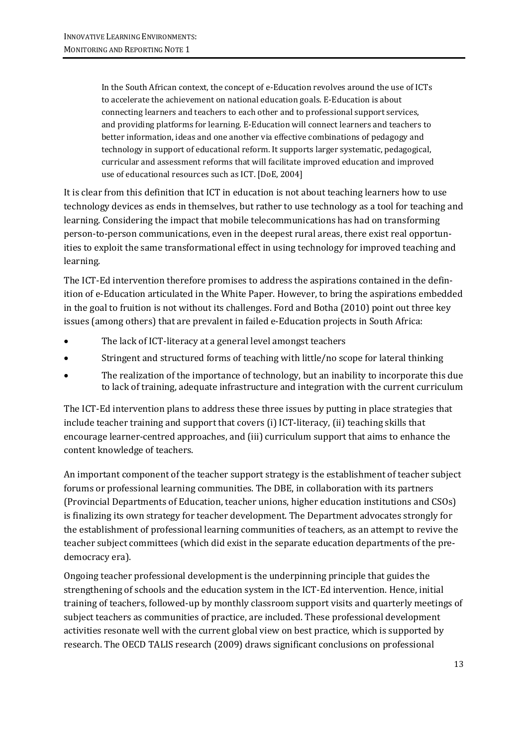> In the South African context, the concept of e-Education revolves around the use of ICTs to accelerate the achievement on national education goals. E-Education is about connecting learners and teachers to each other and to professional support services, and providing platforms for learning. E-Education will connect learners and teachers to better information, ideas and one another via effective combinations of pedagogy and technology in support of educational reform. It supports larger systematic, pedagogical, curricular and assessment reforms that will facilitate improved education and improved use of educational resources such as ICT. [DoE, 2004]

It is clear from this definition that ICT in education is not about teaching learners how to use technology devices as ends in themselves, but rather to use technology as a tool for teaching and learning. Considering the impact that mobile telecommunications has had on transforming person-to-person communications, even in the deepest rural areas, there exist real opportunities to exploit the same transformational effect in using technology for improved teaching and learning.

The ICT-Ed intervention therefore promises to address the aspirations contained in the definition of e-Education articulated in the White Paper. However, to bring the aspirations embedded in the goal to fruition is not without its challenges. Ford and Botha (2010) point out three key issues (among others) that are prevalent in failed e-Education projects in South Africa:

- The lack of ICT-literacy at a general level amongst teachers
- Stringent and structured forms of teaching with little/no scope for lateral thinking
- The realization of the importance of technology, but an inability to incorporate this due to lack of training, adequate infrastructure and integration with the current curriculum

The ICT-Ed intervention plans to address these three issues by putting in place strategies that include teacher training and support that covers (i) ICT-literacy, (ii) teaching skills that encourage learner-centred approaches, and (iii) curriculum support that aims to enhance the content knowledge of teachers.

An important component of the teacher support strategy is the establishment of teacher subject forums or professional learning communities. The DBE, in collaboration with its partners (Provincial Departments of Education, teacher unions, higher education institutions and CSOs) is finalizing its own strategy for teacher development. The Department advocates strongly for the establishment of professional learning communities of teachers, as an attempt to revive the teacher subject committees (which did exist in the separate education departments of the pre-democracy era).

Ongoing teacher professional development is the underpinning principle that guides the strengthening of schools and the education system in the ICT-Ed intervention. Hence, initial training of teachers, followed-up by monthly classroom support visits and quarterly meetings of subject teachers as communities of practice, are included. These professional development activities resonate well with the current global view on best practice, which is supported by research. The OECD TALIS research (2009) draws significant conclusions on professional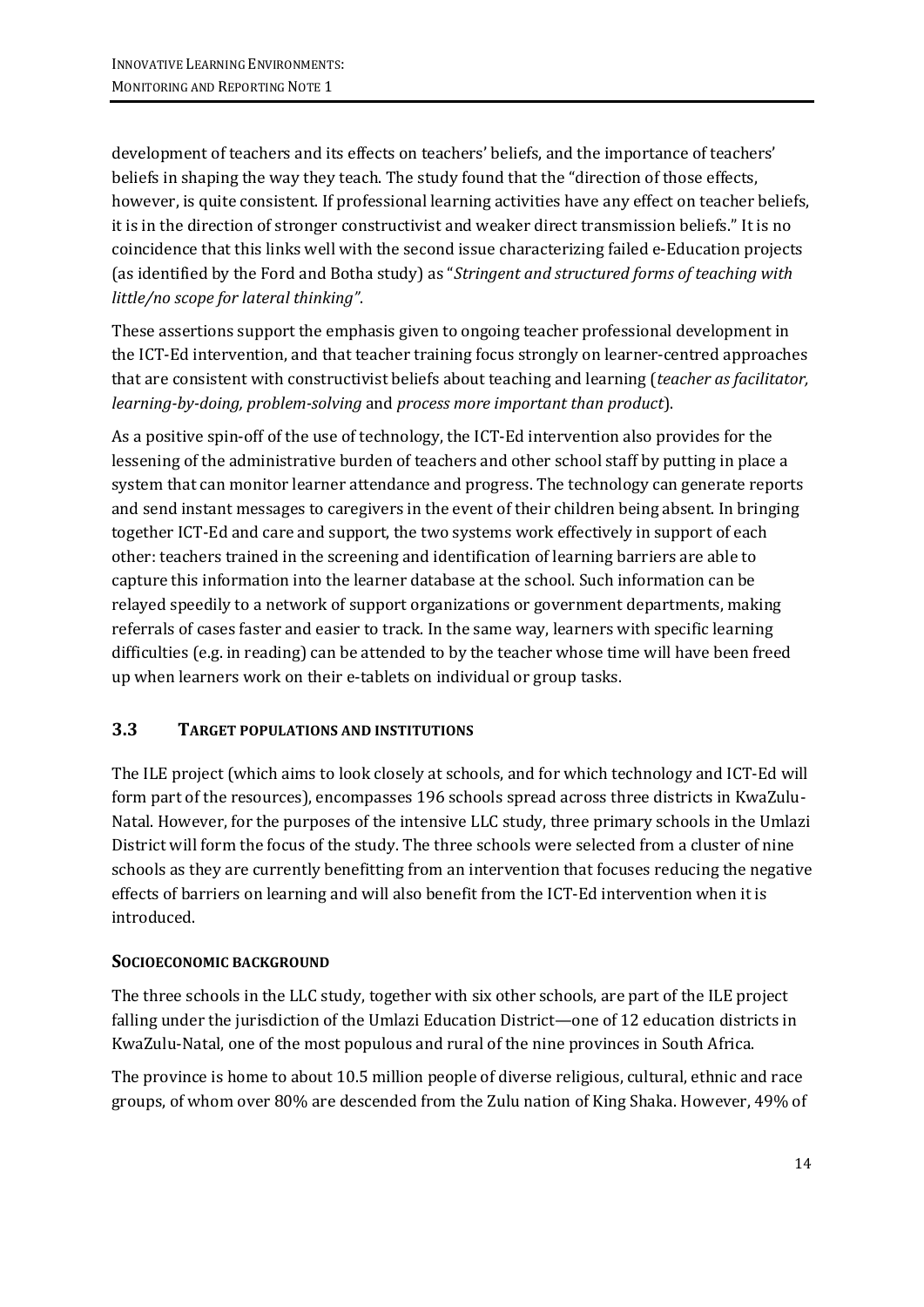development of teachers and its effects on teachers' beliefs, and the importance of teachers' beliefs in shaping the way they teach. The study found that the "direction of those effects, however, is quite consistent. If professional learning activities have any effect on teacher beliefs, it is in the direction of stronger constructivist and weaker direct transmission beliefs." It is no coincidence that this links well with the second issue characterizing failed e-Education projects (as identified by the Ford and Botha study) as "*Stringent and structured forms of teaching with little/no scope for lateral thinking"*.

These assertions support the emphasis given to ongoing teacher professional development in the ICT-Ed intervention, and that teacher training focus strongly on learner-centred approaches that are consistent with constructivist beliefs about teaching and learning (*teacher as facilitator, learning-by-doing, problem-solving* and *process more important than product*).

As a positive spin-off of the use of technology, the ICT-Ed intervention also provides for the lessening of the administrative burden of teachers and other school staff by putting in place a system that can monitor learner attendance and progress. The technology can generate reports and send instant messages to caregivers in the event of their children being absent. In bringing together ICT-Ed and care and support, the two systems work effectively in support of each other: teachers trained in the screening and identification of learning barriers are able to capture this information into the learner database at the school. Such information can be relayed speedily to a network of support organizations or government departments, making referrals of cases faster and easier to track. In the same way, learners with specific learning difficulties (e.g. in reading) can be attended to by the teacher whose time will have been freed up when learners work on their e-tablets on individual or group tasks.

## 3.3 TARGET POPULATIONS AND INSTITUTIONS

The ILE project (which aims to look closely at schools, and for which technology and ICT-Ed will form part of the resources), encompasses 196 schools spread across three districts in KwaZulu-Natal. However, for the purposes of the intensive LLC study, three primary schools in the Umlazi District will form the focus of the study. The three schools were selected from a cluster of nine schools as they are currently benefitting from an intervention that focuses reducing the negative effects of barriers on learning and will also benefit from the ICT-Ed intervention when it is introduced.

### SOCIOECONOMIC BACKGROUND

The three schools in the LLC study, together with six other schools, are part of the ILE project falling under the jurisdiction of the Umlazi Education District—one of 12 education districts in KwaZulu-Natal, one of the most populous and rural of the nine provinces in South Africa.

The province is home to about 10.5 million people of diverse religious, cultural, ethnic and race groups, of whom over 80% are descended from the Zulu nation of King Shaka. However, 49% of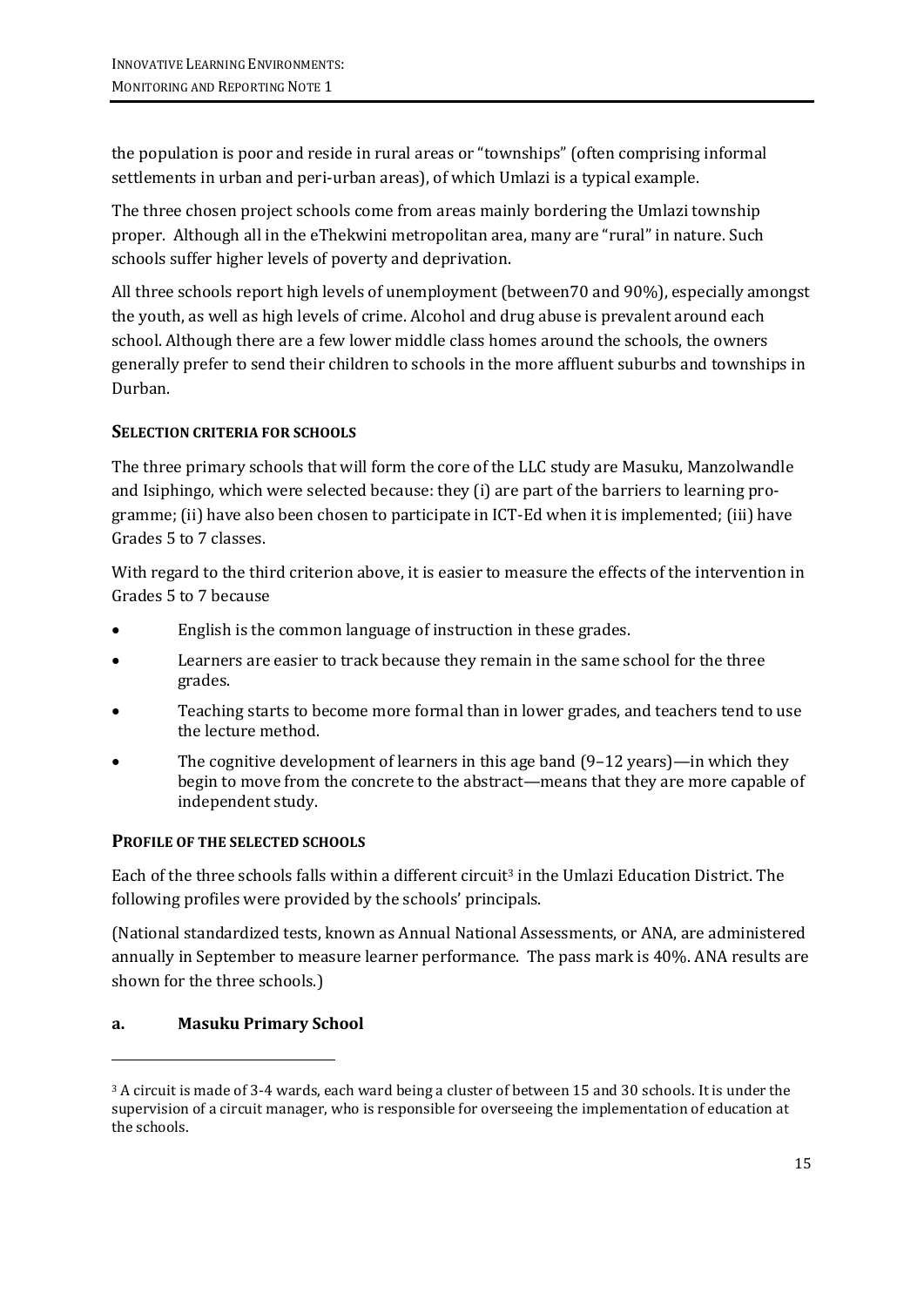the population is poor and reside in rural areas or "townships" (often comprising informal settlements in urban and peri-urban areas), of which Umlazi is a typical example.

The three chosen project schools come from areas mainly bordering the Umlazi township proper. Although all in the eThekwini metropolitan area, many are "rural" in nature. Such schools suffer higher levels of poverty and deprivation.

All three schools report high levels of unemployment (between70 and 90%), especially amongst the youth, as well as high levels of crime. Alcohol and drug abuse is prevalent around each school. Although there are a few lower middle class homes around the schools, the owners generally prefer to send their children to schools in the more affluent suburbs and townships in Durban.

### SELECTION CRITERIA FOR SCHOOLS

The three primary schools that will form the core of the LLC study are Masuku, Manzolwandle and Isiphingo, which were selected because: they (i) are part of the barriers to learning programme; (ii) have also been chosen to participate in ICT-Ed when it is implemented; (iii) have Grades 5 to 7 classes.

With regard to the third criterion above, it is easier to measure the effects of the intervention in Grades 5 to 7 because

- English is the common language of instruction in these grades.
- Learners are easier to track because they remain in the same school for the three grades.
- Teaching starts to become more formal than in lower grades, and teachers tend to use the lecture method.
- The cognitive development of learners in this age band (9–12 years)—in which they begin to move from the concrete to the abstract—means that they are more capable of independent study.

### PROFILE OF THE SELECTED SCHOOLS

Each of the three schools falls within a different circuit[3] in the Umlazi Education District. The following profiles were provided by the schools' principals.

(National standardized tests, known as Annual National Assessments, or ANA, are administered annually in September to measure learner performance. The pass mark is 40%. ANA results are shown for the three schools.)

#### a. Masuku Primary School

[3] A circuit is made of 3-4 wards, each ward being a cluster of between 15 and 30 schools. It is under the supervision of a circuit manager, who is responsible for overseeing the implementation of education at the schools.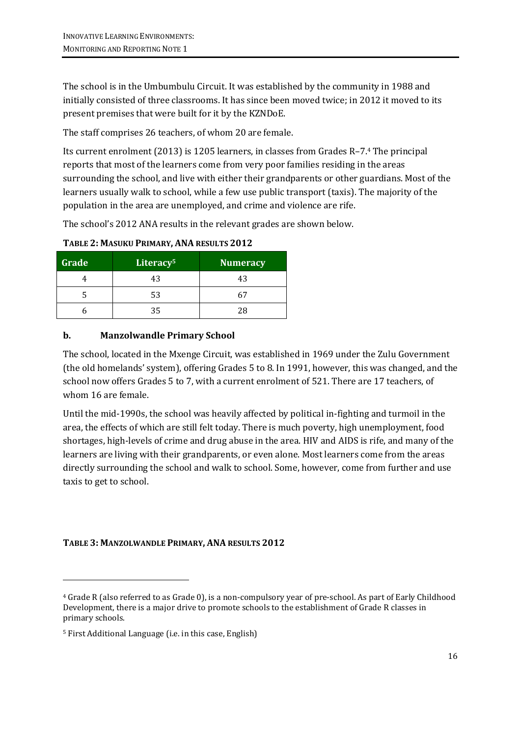The school is in the Umbumbulu Circuit. It was established by the community in 1988 and initially consisted of three classrooms. It has since been moved twice; in 2012 it moved to its present premises that were built for it by the KZNDoE.

The staff comprises 26 teachers, of whom 20 are female.

Its current enrolment (2013) is 1205 learners, in classes from Grades R–7.[4] The principal reports that most of the learners come from very poor families residing in the areas surrounding the school, and live with either their grandparents or other guardians. Most of the learners usually walk to school, while a few use public transport (taxis). The majority of the population in the area are unemployed, and crime and violence are rife.

The school's 2012 ANA results in the relevant grades are shown below.

**TABLE 2: MASUKU PRIMARY, ANA RESULTS 2012**

| Grade | Literacy[5] | Numeracy |
| --- | --- | --- |
| 4 | 43 | 43 |
| 5 | 53 | 67 |
| 6 | 35 | 28 |

### b. Manzolwandle Primary School

The school, located in the Mxenge Circuit, was established in 1969 under the Zulu Government (the old homelands' system), offering Grades 5 to 8. In 1991, however, this was changed, and the school now offers Grades 5 to 7, with a current enrolment of 521. There are 17 teachers, of whom 16 are female.

Until the mid-1990s, the school was heavily affected by political in-fighting and turmoil in the area, the effects of which are still felt today. There is much poverty, high unemployment, food shortages, high-levels of crime and drug abuse in the area. HIV and AIDS is rife, and many of the learners are living with their grandparents, or even alone. Most learners come from the areas directly surrounding the school and walk to school. Some, however, come from further and use taxis to get to school.

**TABLE 3: MANZOLWANDLE PRIMARY, ANA RESULTS 2012**

[4] Grade R (also referred to as Grade 0), is a non-compulsory year of pre-school. As part of Early Childhood Development, there is a major drive to promote schools to the establishment of Grade R classes in primary schools.

[5] First Additional Language (i.e. in this case, English)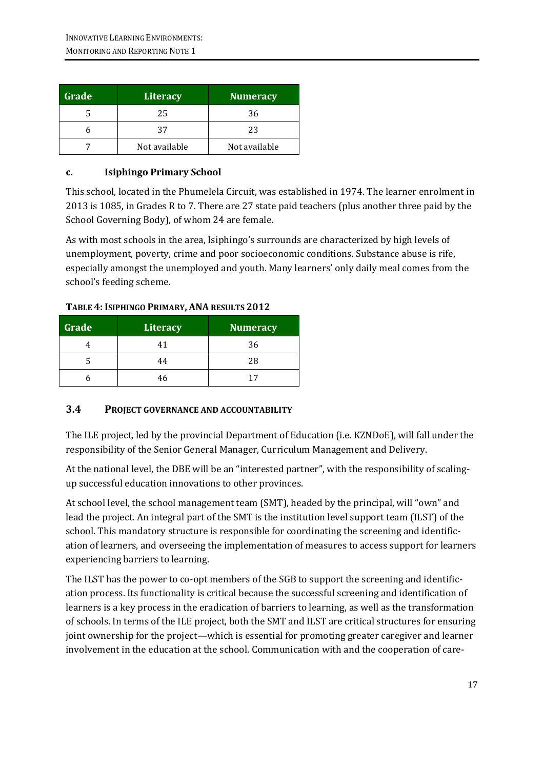| Grade | Literacy | Numeracy |
| --- | --- | --- |
| 5 | 25 | 36 |
| 6 | 37 | 23 |
| 7 | Not available | Not available |

#### c. Isiphingo Primary School

This school, located in the Phumelela Circuit, was established in 1974. The learner enrolment in 2013 is 1085, in Grades R to 7. There are 27 state paid teachers (plus another three paid by the School Governing Body), of whom 24 are female.

As with most schools in the area, Isiphingo's surrounds are characterized by high levels of unemployment, poverty, crime and poor socioeconomic conditions. Substance abuse is rife, especially amongst the unemployed and youth. Many learners' only daily meal comes from the school's feeding scheme.

**TABLE 4: ISIPHINGO PRIMARY, ANA RESULTS 2012**

| Grade | Literacy | Numeracy |
| --- | --- | --- |
| 4 | 41 | 36 |
| 5 | 44 | 28 |
| 6 | 46 | 17 |

### 3.4 PROJECT GOVERNANCE AND ACCOUNTABILITY

The ILE project, led by the provincial Department of Education (i.e. KZNDoE), will fall under the responsibility of the Senior General Manager, Curriculum Management and Delivery.

At the national level, the DBE will be an "interested partner", with the responsibility of scaling-up successful education innovations to other provinces.

At school level, the school management team (SMT), headed by the principal, will "own" and lead the project. An integral part of the SMT is the institution level support team (ILST) of the school. This mandatory structure is responsible for coordinating the screening and identification of learners, and overseeing the implementation of measures to access support for learners experiencing barriers to learning.

The ILST has the power to co-opt members of the SGB to support the screening and identification process. Its functionality is critical because the successful screening and identification of learners is a key process in the eradication of barriers to learning, as well as the transformation of schools. In terms of the ILE project, both the SMT and ILST are critical structures for ensuring joint ownership for the project—which is essential for promoting greater caregiver and learner involvement in the education at the school. Communication with and the cooperation of care-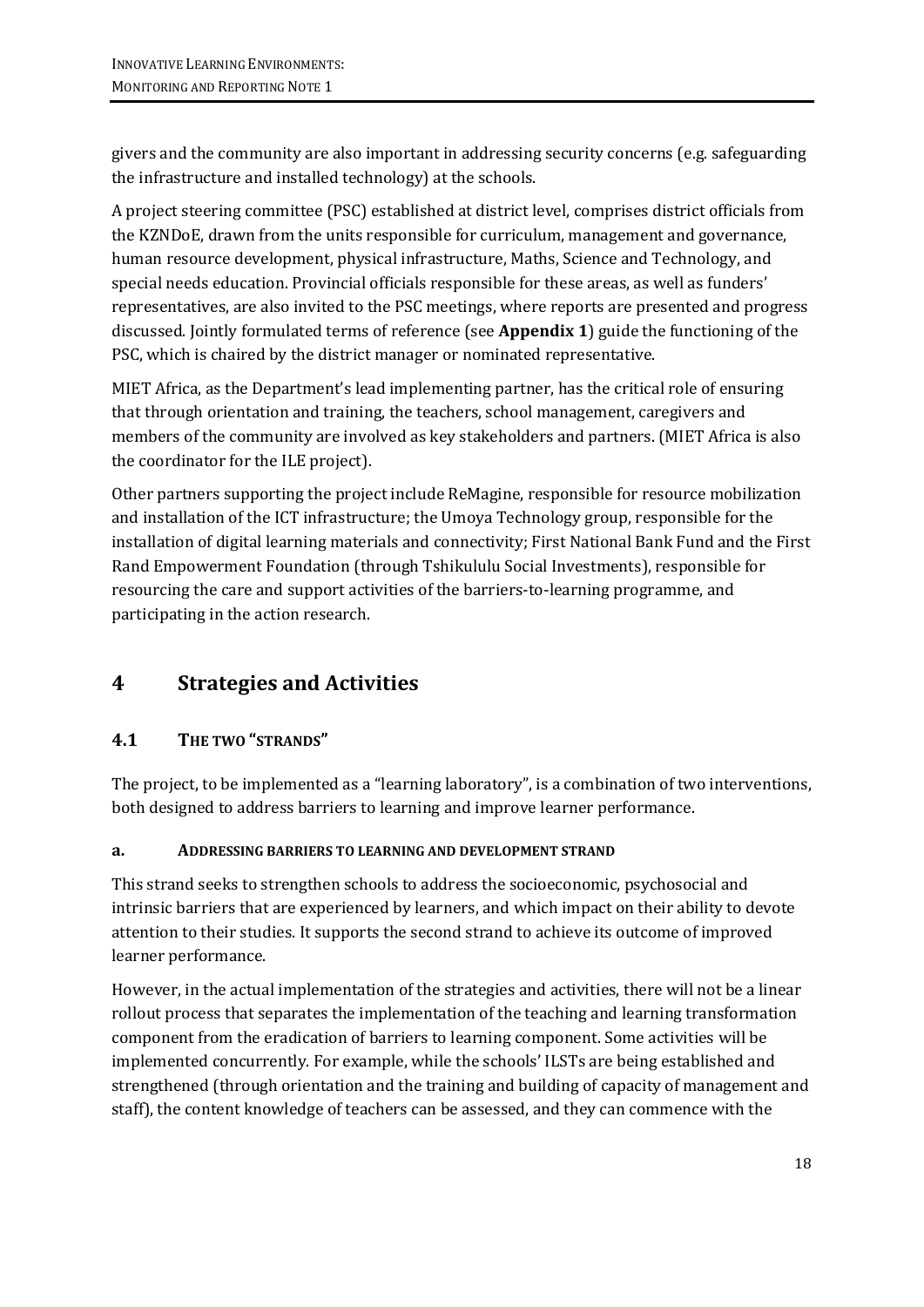givers and the community are also important in addressing security concerns (e.g. safeguarding the infrastructure and installed technology) at the schools.

A project steering committee (PSC) established at district level, comprises district officials from the KZNDoE, drawn from the units responsible for curriculum, management and governance, human resource development, physical infrastructure, Maths, Science and Technology, and special needs education. Provincial officials responsible for these areas, as well as funders' representatives, are also invited to the PSC meetings, where reports are presented and progress discussed. Jointly formulated terms of reference (see **Appendix 1**) guide the functioning of the PSC, which is chaired by the district manager or nominated representative.

MIET Africa, as the Department's lead implementing partner, has the critical role of ensuring that through orientation and training, the teachers, school management, caregivers and members of the community are involved as key stakeholders and partners. (MIET Africa is also the coordinator for the ILE project).

Other partners supporting the project include ReMagine, responsible for resource mobilization and installation of the ICT infrastructure; the Umoya Technology group, responsible for the installation of digital learning materials and connectivity; First National Bank Fund and the First Rand Empowerment Foundation (through Tshikululu Social Investments), responsible for resourcing the care and support activities of the barriers-to-learning programme, and participating in the action research.

# 4 Strategies and Activities

## 4.1 The two "strands"

The project, to be implemented as a "learning laboratory", is a combination of two interventions, both designed to address barriers to learning and improve learner performance.

### a. Addressing barriers to learning and development strand

This strand seeks to strengthen schools to address the socioeconomic, psychosocial and intrinsic barriers that are experienced by learners, and which impact on their ability to devote attention to their studies. It supports the second strand to achieve its outcome of improved learner performance.

However, in the actual implementation of the strategies and activities, there will not be a linear rollout process that separates the implementation of the teaching and learning transformation component from the eradication of barriers to learning component. Some activities will be implemented concurrently. For example, while the schools' ILSTs are being established and strengthened (through orientation and the training and building of capacity of management and staff), the content knowledge of teachers can be assessed, and they can commence with the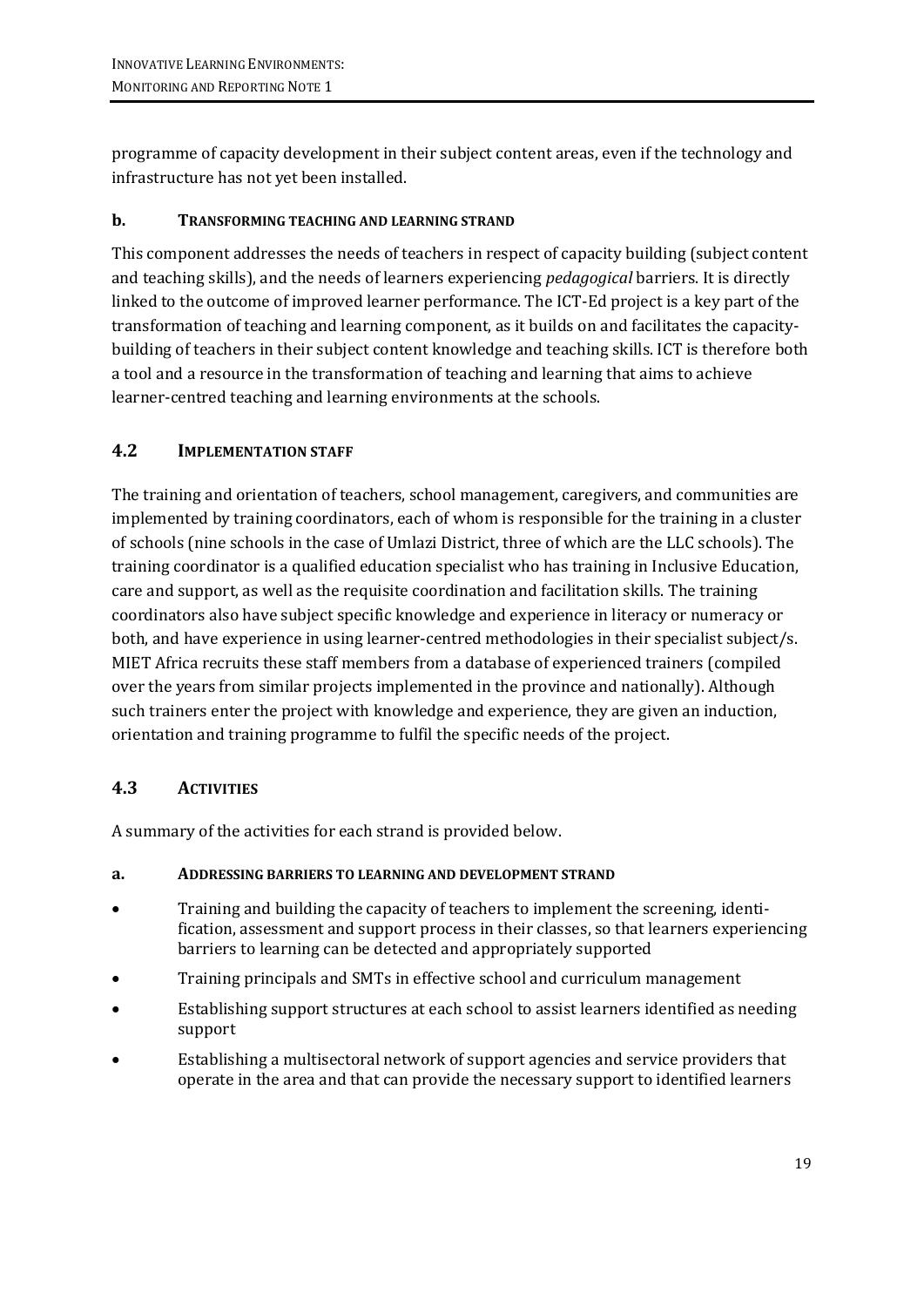programme of capacity development in their subject content areas, even if the technology and infrastructure has not yet been installed.

#### b. TRANSFORMING TEACHING AND LEARNING STRAND

This component addresses the needs of teachers in respect of capacity building (subject content and teaching skills), and the needs of learners experiencing *pedagogical* barriers. It is directly linked to the outcome of improved learner performance. The ICT-Ed project is a key part of the transformation of teaching and learning component, as it builds on and facilitates the capacity-building of teachers in their subject content knowledge and teaching skills. ICT is therefore both a tool and a resource in the transformation of teaching and learning that aims to achieve learner-centred teaching and learning environments at the schools.

### 4.2 IMPLEMENTATION STAFF

The training and orientation of teachers, school management, caregivers, and communities are implemented by training coordinators, each of whom is responsible for the training in a cluster of schools (nine schools in the case of Umlazi District, three of which are the LLC schools). The training coordinator is a qualified education specialist who has training in Inclusive Education, care and support, as well as the requisite coordination and facilitation skills. The training coordinators also have subject specific knowledge and experience in literacy or numeracy or both, and have experience in using learner-centred methodologies in their specialist subject/s. MIET Africa recruits these staff members from a database of experienced trainers (compiled over the years from similar projects implemented in the province and nationally). Although such trainers enter the project with knowledge and experience, they are given an induction, orientation and training programme to fulfil the specific needs of the project.

### 4.3 ACTIVITIES

A summary of the activities for each strand is provided below.

#### a. ADDRESSING BARRIERS TO LEARNING AND DEVELOPMENT STRAND

- Training and building the capacity of teachers to implement the screening, identification, assessment and support process in their classes, so that learners experiencing barriers to learning can be detected and appropriately supported
- Training principals and SMTs in effective school and curriculum management
- Establishing support structures at each school to assist learners identified as needing support
- Establishing a multisectoral network of support agencies and service providers that operate in the area and that can provide the necessary support to identified learners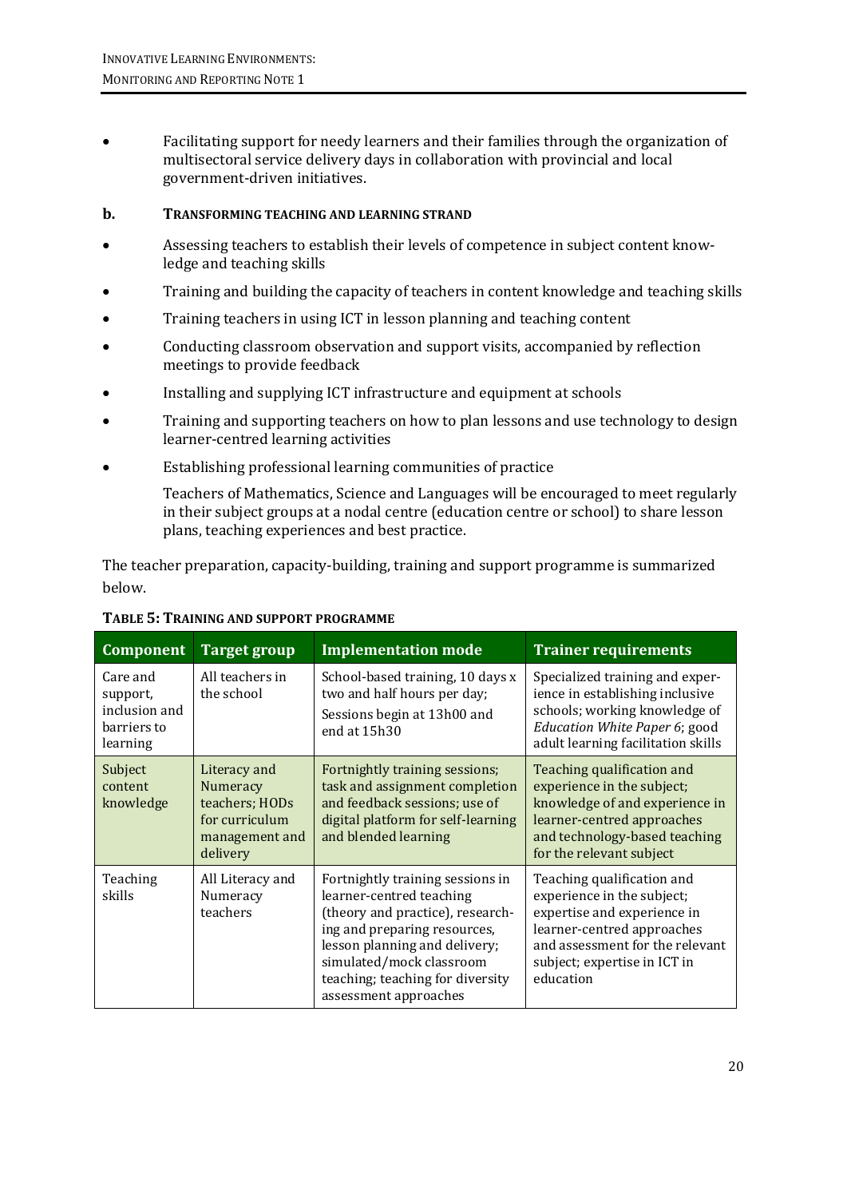- Facilitating support for needy learners and their families through the organization of multisectoral service delivery days in collaboration with provincial and local government-driven initiatives.

#### b. TRANSFORMING TEACHING AND LEARNING STRAND

- Assessing teachers to establish their levels of competence in subject content knowledge and teaching skills
- Training and building the capacity of teachers in content knowledge and teaching skills
- Training teachers in using ICT in lesson planning and teaching content
- Conducting classroom observation and support visits, accompanied by reflection meetings to provide feedback
- Installing and supplying ICT infrastructure and equipment at schools
- Training and supporting teachers on how to plan lessons and use technology to design learner-centred learning activities
- Establishing professional learning communities of practice

  Teachers of Mathematics, Science and Languages will be encouraged to meet regularly in their subject groups at a nodal centre (education centre or school) to share lesson plans, teaching experiences and best practice.

The teacher preparation, capacity-building, training and support programme is summarized below.

**TABLE 5: TRAINING AND SUPPORT PROGRAMME**

| Component | Target group | Implementation mode | Trainer requirements |
|---|---|---|---|
| Care and support, inclusion and barriers to learning | All teachers in the school | School-based training, 10 days x two and half hours per day; Sessions begin at 13h00 and end at 15h30 | Specialized training and experience in establishing inclusive schools; working knowledge of *Education White Paper 6*; good adult learning facilitation skills |
| Subject content knowledge | Literacy and Numeracy teachers; HODs for curriculum management and delivery | Fortnightly training sessions; task and assignment completion and feedback sessions; use of digital platform for self-learning and blended learning | Teaching qualification and experience in the subject; knowledge of and experience in learner-centred approaches and technology-based teaching for the relevant subject |
| Teaching skills | All Literacy and Numeracy teachers | Fortnightly training sessions in learner-centred teaching (theory and practice), researching and preparing resources, lesson planning and delivery; simulated/mock classroom teaching; teaching for diversity assessment approaches | Teaching qualification and experience in the subject; expertise and experience in learner-centred approaches and assessment for the relevant subject; expertise in ICT in education |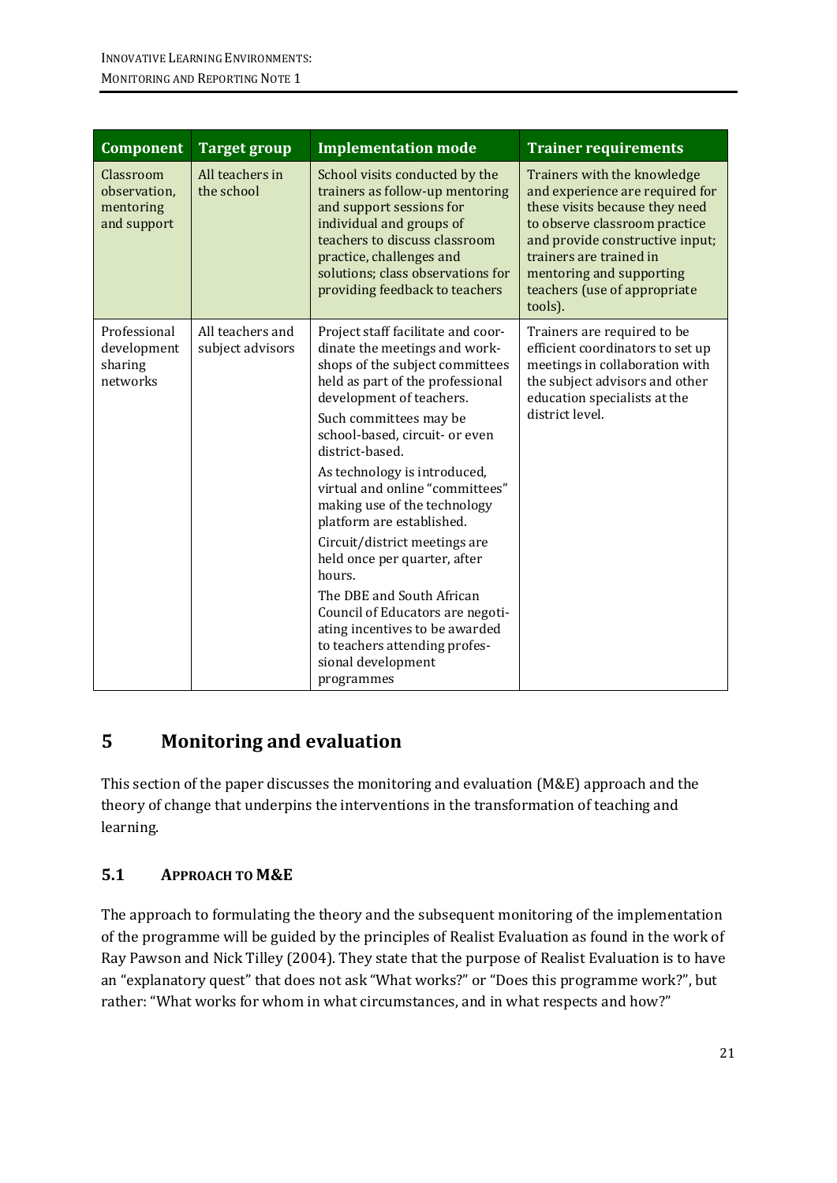| Component | Target group | Implementation mode | Trainer requirements |
| --- | --- | --- | --- |
| Classroom observation, mentoring and support | All teachers in the school | School visits conducted by the trainers as follow-up mentoring and support sessions for individual and groups of teachers to discuss classroom practice, challenges and solutions; class observations for providing feedback to teachers | Trainers with the knowledge and experience are required for these visits because they need to observe classroom practice and provide constructive input; trainers are trained in mentoring and supporting teachers (use of appropriate tools). |
| Professional development sharing networks | All teachers and subject advisors | Project staff facilitate and coordinate the meetings and workshops of the subject committees held as part of the professional development of teachers. Such committees may be school-based, circuit- or even district-based. As technology is introduced, virtual and online "committees" making use of the technology platform are established. Circuit/district meetings are held once per quarter, after hours. The DBE and South African Council of Educators are negotiating incentives to be awarded to teachers attending professional development programmes | Trainers are required to be efficient coordinators to set up meetings in collaboration with the subject advisors and other education specialists at the district level. |

# 5 Monitoring and evaluation

This section of the paper discusses the monitoring and evaluation (M&E) approach and the theory of change that underpins the interventions in the transformation of teaching and learning.

## 5.1 Approach to M&E

The approach to formulating the theory and the subsequent monitoring of the implementation of the programme will be guided by the principles of Realist Evaluation as found in the work of Ray Pawson and Nick Tilley (2004). They state that the purpose of Realist Evaluation is to have an "explanatory quest" that does not ask "What works?" or "Does this programme work?", but rather: "What works for whom in what circumstances, and in what respects and how?"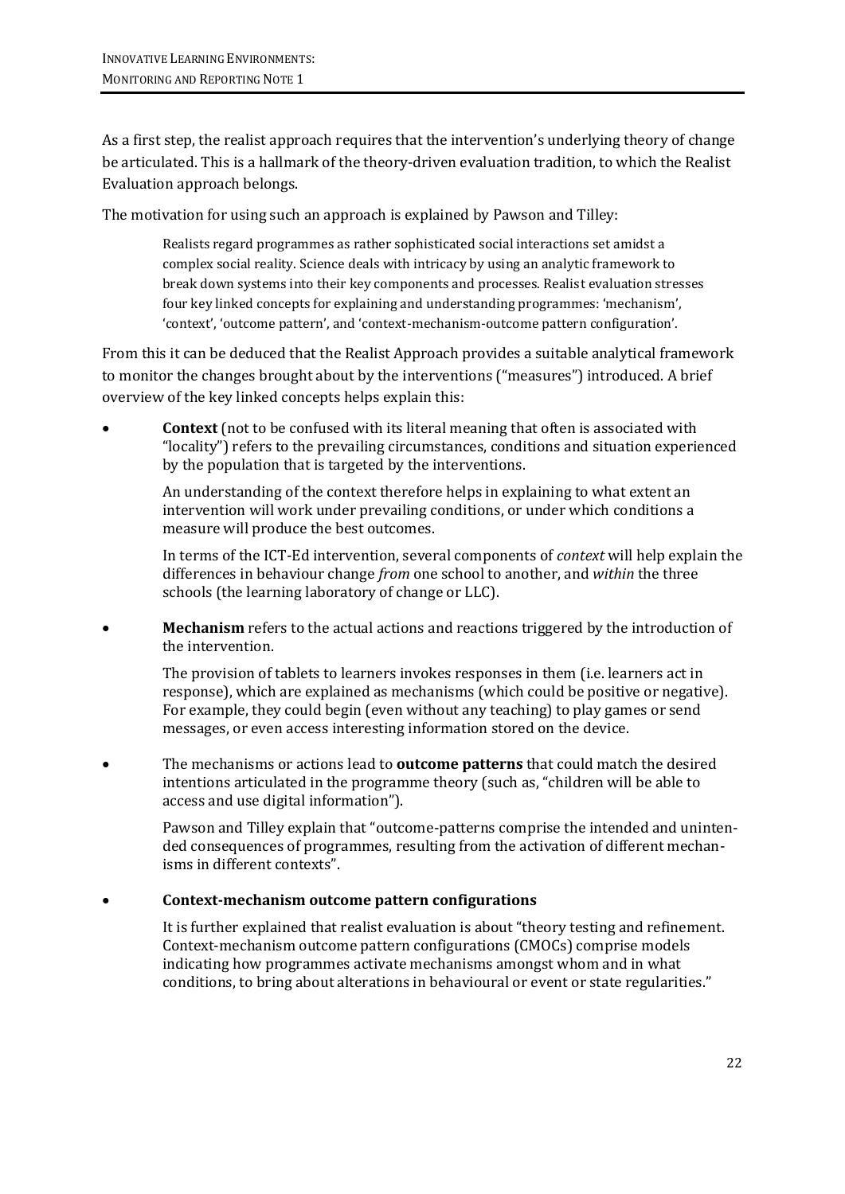As a first step, the realist approach requires that the intervention's underlying theory of change be articulated. This is a hallmark of the theory-driven evaluation tradition, to which the Realist Evaluation approach belongs.

The motivation for using such an approach is explained by Pawson and Tilley:

> Realists regard programmes as rather sophisticated social interactions set amidst a complex social reality. Science deals with intricacy by using an analytic framework to break down systems into their key components and processes. Realist evaluation stresses four key linked concepts for explaining and understanding programmes: 'mechanism', 'context', 'outcome pattern', and 'context-mechanism-outcome pattern configuration'.

From this it can be deduced that the Realist Approach provides a suitable analytical framework to monitor the changes brought about by the interventions ("measures") introduced. A brief overview of the key linked concepts helps explain this:

- **Context** (not to be confused with its literal meaning that often is associated with "locality") refers to the prevailing circumstances, conditions and situation experienced by the population that is targeted by the interventions.

  An understanding of the context therefore helps in explaining to what extent an intervention will work under prevailing conditions, or under which conditions a measure will produce the best outcomes.

  In terms of the ICT-Ed intervention, several components of *context* will help explain the differences in behaviour change *from* one school to another, and *within* the three schools (the learning laboratory of change or LLC).

- **Mechanism** refers to the actual actions and reactions triggered by the introduction of the intervention.

  The provision of tablets to learners invokes responses in them (i.e. learners act in response), which are explained as mechanisms (which could be positive or negative). For example, they could begin (even without any teaching) to play games or send messages, or even access interesting information stored on the device.

- The mechanisms or actions lead to **outcome patterns** that could match the desired intentions articulated in the programme theory (such as, "children will be able to access and use digital information").

  Pawson and Tilley explain that "outcome-patterns comprise the intended and unintended consequences of programmes, resulting from the activation of different mechanisms in different contexts".

- **Context-mechanism outcome pattern configurations**

  It is further explained that realist evaluation is about "theory testing and refinement. Context-mechanism outcome pattern configurations (CMOCs) comprise models indicating how programmes activate mechanisms amongst whom and in what conditions, to bring about alterations in behavioural or event or state regularities."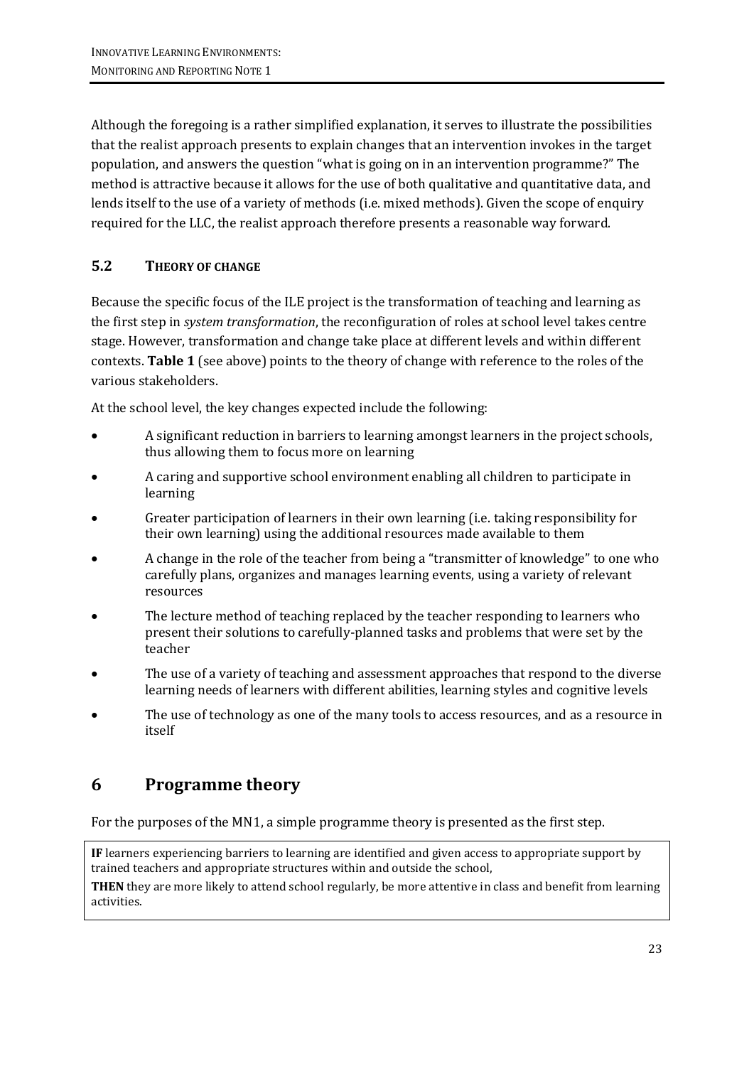Although the foregoing is a rather simplified explanation, it serves to illustrate the possibilities that the realist approach presents to explain changes that an intervention invokes in the target population, and answers the question "what is going on in an intervention programme?" The method is attractive because it allows for the use of both qualitative and quantitative data, and lends itself to the use of a variety of methods (i.e. mixed methods). Given the scope of enquiry required for the LLC, the realist approach therefore presents a reasonable way forward.

### 5.2 THEORY OF CHANGE

Because the specific focus of the ILE project is the transformation of teaching and learning as the first step in *system transformation*, the reconfiguration of roles at school level takes centre stage. However, transformation and change take place at different levels and within different contexts. **Table 1** (see above) points to the theory of change with reference to the roles of the various stakeholders.

At the school level, the key changes expected include the following:

- A significant reduction in barriers to learning amongst learners in the project schools, thus allowing them to focus more on learning
- A caring and supportive school environment enabling all children to participate in learning
- Greater participation of learners in their own learning (i.e. taking responsibility for their own learning) using the additional resources made available to them
- A change in the role of the teacher from being a "transmitter of knowledge" to one who carefully plans, organizes and manages learning events, using a variety of relevant resources
- The lecture method of teaching replaced by the teacher responding to learners who present their solutions to carefully-planned tasks and problems that were set by the teacher
- The use of a variety of teaching and assessment approaches that respond to the diverse learning needs of learners with different abilities, learning styles and cognitive levels
- The use of technology as one of the many tools to access resources, and as a resource in itself

## 6 Programme theory

For the purposes of the MN1, a simple programme theory is presented as the first step.

**IF** learners experiencing barriers to learning are identified and given access to appropriate support by trained teachers and appropriate structures within and outside the school,

**THEN** they are more likely to attend school regularly, be more attentive in class and benefit from learning activities.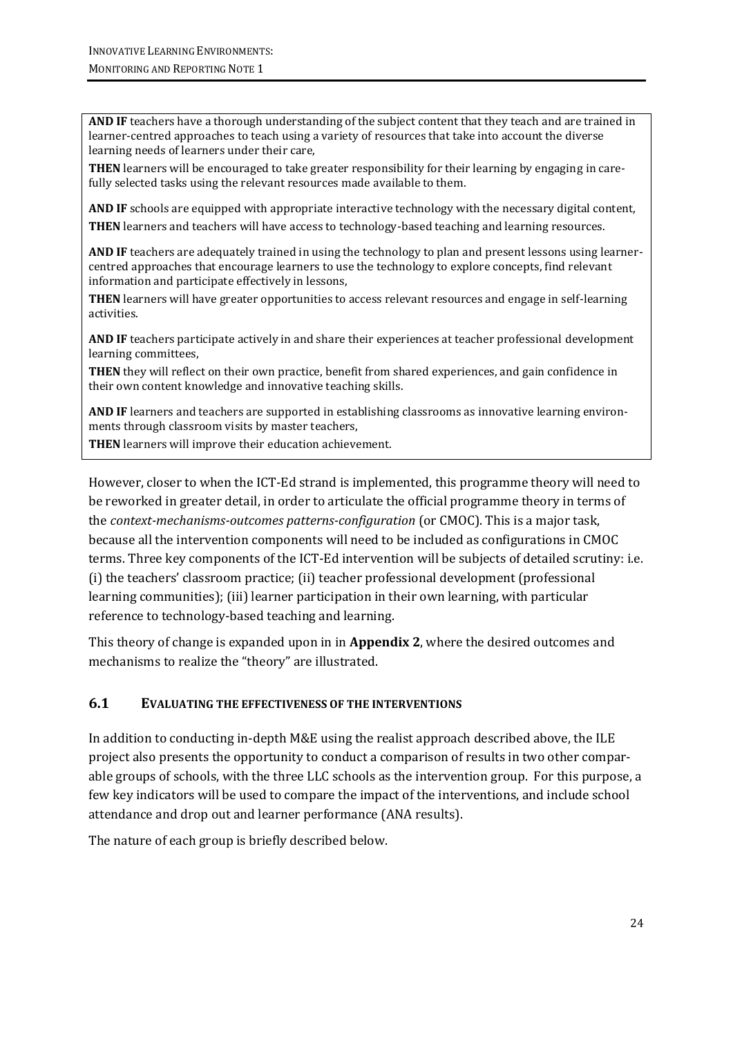**AND IF** teachers have a thorough understanding of the subject content that they teach and are trained in learner-centred approaches to teach using a variety of resources that take into account the diverse learning needs of learners under their care,

**THEN** learners will be encouraged to take greater responsibility for their learning by engaging in carefully selected tasks using the relevant resources made available to them.

**AND IF** schools are equipped with appropriate interactive technology with the necessary digital content,

**THEN** learners and teachers will have access to technology-based teaching and learning resources.

**AND IF** teachers are adequately trained in using the technology to plan and present lessons using learner-centred approaches that encourage learners to use the technology to explore concepts, find relevant information and participate effectively in lessons,

**THEN** learners will have greater opportunities to access relevant resources and engage in self-learning activities.

**AND IF** teachers participate actively in and share their experiences at teacher professional development learning committees,

**THEN** they will reflect on their own practice, benefit from shared experiences, and gain confidence in their own content knowledge and innovative teaching skills.

**AND IF** learners and teachers are supported in establishing classrooms as innovative learning environments through classroom visits by master teachers,

**THEN** learners will improve their education achievement.

However, closer to when the ICT-Ed strand is implemented, this programme theory will need to be reworked in greater detail, in order to articulate the official programme theory in terms of the *context-mechanisms-outcomes patterns-configuration* (or CMOC). This is a major task, because all the intervention components will need to be included as configurations in CMOC terms. Three key components of the ICT-Ed intervention will be subjects of detailed scrutiny: i.e. (i) the teachers' classroom practice; (ii) teacher professional development (professional learning communities); (iii) learner participation in their own learning, with particular reference to technology-based teaching and learning.

This theory of change is expanded upon in in **Appendix 2**, where the desired outcomes and mechanisms to realize the "theory" are illustrated.

### 6.1 EVALUATING THE EFFECTIVENESS OF THE INTERVENTIONS

In addition to conducting in-depth M&E using the realist approach described above, the ILE project also presents the opportunity to conduct a comparison of results in two other comparable groups of schools, with the three LLC schools as the intervention group. For this purpose, a few key indicators will be used to compare the impact of the interventions, and include school attendance and drop out and learner performance (ANA results).

The nature of each group is briefly described below.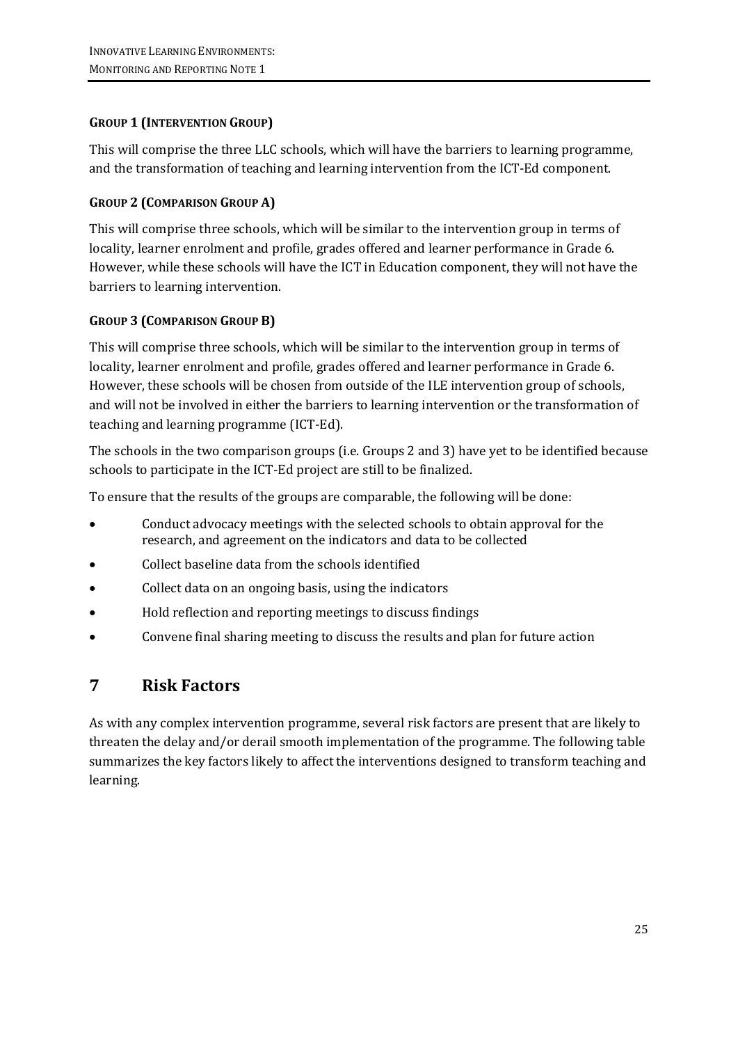**GROUP 1 (INTERVENTION GROUP)**

This will comprise the three LLC schools, which will have the barriers to learning programme, and the transformation of teaching and learning intervention from the ICT-Ed component.

**GROUP 2 (COMPARISON GROUP A)**

This will comprise three schools, which will be similar to the intervention group in terms of locality, learner enrolment and profile, grades offered and learner performance in Grade 6. However, while these schools will have the ICT in Education component, they will not have the barriers to learning intervention.

**GROUP 3 (COMPARISON GROUP B)**

This will comprise three schools, which will be similar to the intervention group in terms of locality, learner enrolment and profile, grades offered and learner performance in Grade 6. However, these schools will be chosen from outside of the ILE intervention group of schools, and will not be involved in either the barriers to learning intervention or the transformation of teaching and learning programme (ICT-Ed).

The schools in the two comparison groups (i.e. Groups 2 and 3) have yet to be identified because schools to participate in the ICT-Ed project are still to be finalized.

To ensure that the results of the groups are comparable, the following will be done:

- Conduct advocacy meetings with the selected schools to obtain approval for the research, and agreement on the indicators and data to be collected
- Collect baseline data from the schools identified
- Collect data on an ongoing basis, using the indicators
- Hold reflection and reporting meetings to discuss findings
- Convene final sharing meeting to discuss the results and plan for future action

# 7 Risk Factors

As with any complex intervention programme, several risk factors are present that are likely to threaten the delay and/or derail smooth implementation of the programme. The following table summarizes the key factors likely to affect the interventions designed to transform teaching and learning.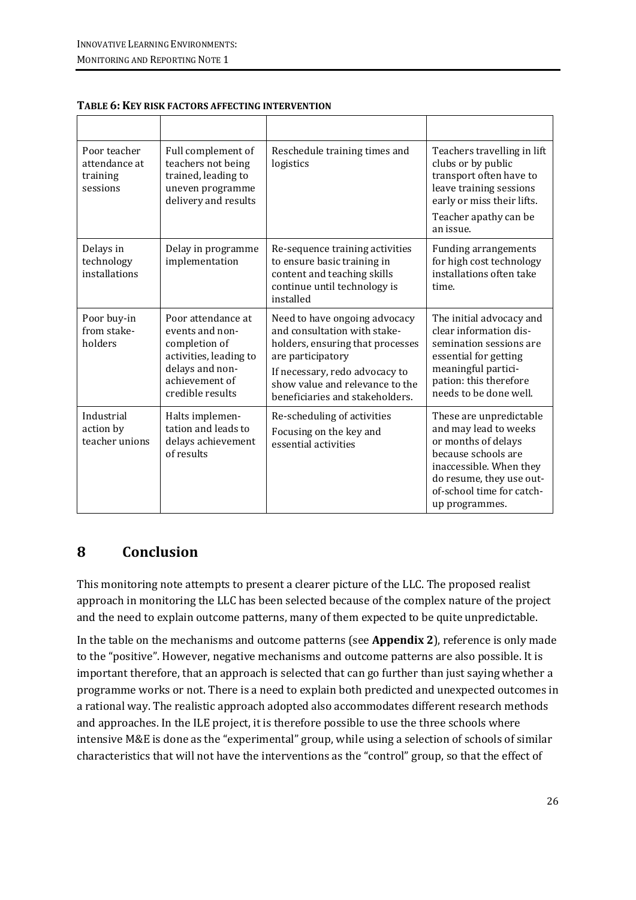**TABLE 6: KEY RISK FACTORS AFFECTING INTERVENTION**

| | | | |
|---|---|---|---|
| Poor teacher attendance at training sessions | Full complement of teachers not being trained, leading to uneven programme delivery and results | Reschedule training times and logistics | Teachers travelling in lift clubs or by public transport often have to leave training sessions early or miss their lifts. Teacher apathy can be an issue. |
| Delays in technology installations | Delay in programme implementation | Re-sequence training activities to ensure basic training in content and teaching skills continue until technology is installed | Funding arrangements for high cost technology installations often take time. |
| Poor buy-in from stake-holders | Poor attendance at events and non-completion of activities, leading to delays and non-achievement of credible results | Need to have ongoing advocacy and consultation with stake-holders, ensuring that processes are participatory. If necessary, redo advocacy to show value and relevance to the beneficiaries and stakeholders. | The initial advocacy and clear information dis-semination sessions are essential for getting meaningful partici-pation: this therefore needs to be done well. |
| Industrial action by teacher unions | Halts implemen-tation and leads to delays achievement of results | Re-scheduling of activities. Focusing on the key and essential activities | These are unpredictable and may lead to weeks or months of delays because schools are inaccessible. When they do resume, they use out-of-school time for catch-up programmes. |

## 8 Conclusion

This monitoring note attempts to present a clearer picture of the LLC. The proposed realist approach in monitoring the LLC has been selected because of the complex nature of the project and the need to explain outcome patterns, many of them expected to be quite unpredictable.

In the table on the mechanisms and outcome patterns (see **Appendix 2**), reference is only made to the "positive". However, negative mechanisms and outcome patterns are also possible. It is important therefore, that an approach is selected that can go further than just saying whether a programme works or not. There is a need to explain both predicted and unexpected outcomes in a rational way. The realistic approach adopted also accommodates different research methods and approaches. In the ILE project, it is therefore possible to use the three schools where intensive M&E is done as the "experimental" group, while using a selection of schools of similar characteristics that will not have the interventions as the "control" group, so that the effect of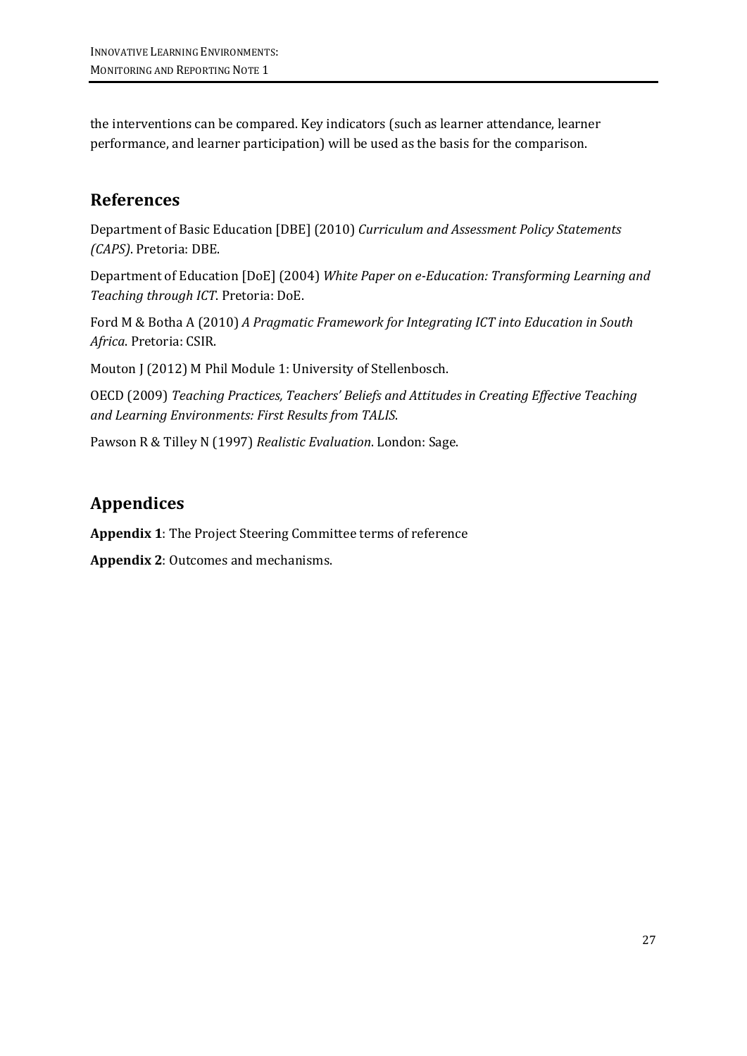the interventions can be compared. Key indicators (such as learner attendance, learner performance, and learner participation) will be used as the basis for the comparison.

## References

Department of Basic Education [DBE] (2010) *Curriculum and Assessment Policy Statements (CAPS)*. Pretoria: DBE.

Department of Education [DoE] (2004) *White Paper on e-Education: Transforming Learning and Teaching through ICT*. Pretoria: DoE.

Ford M & Botha A (2010) *A Pragmatic Framework for Integrating ICT into Education in South Africa*. Pretoria: CSIR.

Mouton J (2012) M Phil Module 1: University of Stellenbosch.

OECD (2009) *Teaching Practices, Teachers' Beliefs and Attitudes in Creating Effective Teaching and Learning Environments: First Results from TALIS*.

Pawson R & Tilley N (1997) *Realistic Evaluation*. London: Sage.

## Appendices

**Appendix 1**: The Project Steering Committee terms of reference

**Appendix 2**: Outcomes and mechanisms.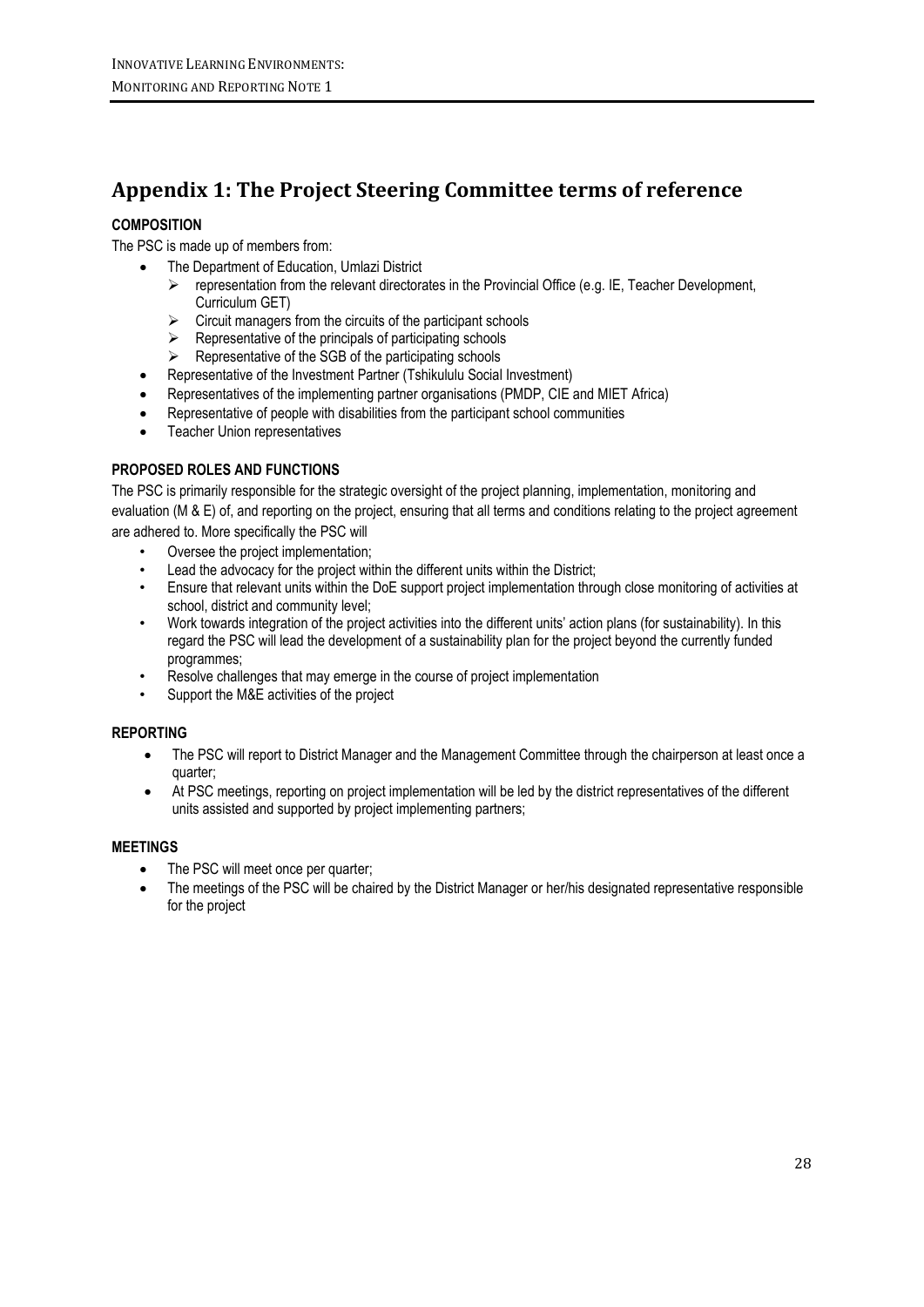# Appendix 1: The Project Steering Committee terms of reference

**COMPOSITION**

The PSC is made up of members from:

- The Department of Education, Umlazi District
  - representation from the relevant directorates in the Provincial Office (e.g. IE, Teacher Development, Curriculum GET)
  - Circuit managers from the circuits of the participant schools
  - Representative of the principals of participating schools
  - Representative of the SGB of the participating schools
- Representative of the Investment Partner (Tshikululu Social Investment)
- Representatives of the implementing partner organisations (PMDP, CIE and MIET Africa)
- Representative of people with disabilities from the participant school communities
- Teacher Union representatives

**PROPOSED ROLES AND FUNCTIONS**

The PSC is primarily responsible for the strategic oversight of the project planning, implementation, monitoring and evaluation (M & E) of, and reporting on the project, ensuring that all terms and conditions relating to the project agreement are adhered to. More specifically the PSC will

- Oversee the project implementation;
- Lead the advocacy for the project within the different units within the District;
- Ensure that relevant units within the DoE support project implementation through close monitoring of activities at school, district and community level;
- Work towards integration of the project activities into the different units' action plans (for sustainability). In this regard the PSC will lead the development of a sustainability plan for the project beyond the currently funded programmes;
- Resolve challenges that may emerge in the course of project implementation
- Support the M&E activities of the project

**REPORTING**

- The PSC will report to District Manager and the Management Committee through the chairperson at least once a quarter;
- At PSC meetings, reporting on project implementation will be led by the district representatives of the different units assisted and supported by project implementing partners;

**MEETINGS**

- The PSC will meet once per quarter;
- The meetings of the PSC will be chaired by the District Manager or her/his designated representative responsible for the project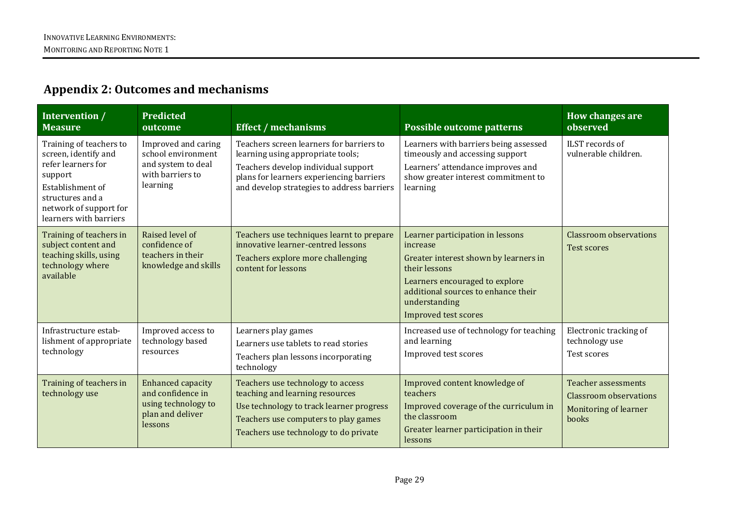## Appendix 2: Outcomes and mechanisms

| Intervention / Measure | Predicted outcome | Effect / mechanisms | Possible outcome patterns | How changes are observed |
|---|---|---|---|---|
| Training of teachers to screen, identify and refer learners for support<br>Establishment of structures and a network of support for learners with barriers | Improved and caring school environment and system to deal with barriers to learning | Teachers screen learners for barriers to learning using appropriate tools;<br>Teachers develop individual support plans for learners experiencing barriers and develop strategies to address barriers | Learners with barriers being assessed timeously and accessing support<br>Learners' attendance improves and show greater interest commitment to learning | ILST records of vulnerable children. |
| Training of teachers in subject content and teaching skills, using technology where available | Raised level of confidence of teachers in their knowledge and skills | Teachers use techniques learnt to prepare innovative learner-centred lessons<br>Teachers explore more challenging content for lessons | Learner participation in lessons increase<br>Greater interest shown by learners in their lessons<br>Learners encouraged to explore additional sources to enhance their understanding<br>Improved test scores | Classroom observations<br>Test scores |
| Infrastructure establishment of appropriate technology | Improved access to technology based resources | Learners play games<br>Learners use tablets to read stories<br>Teachers plan lessons incorporating technology | Increased use of technology for teaching and learning<br>Improved test scores | Electronic tracking of technology use<br>Test scores |
| Training of teachers in technology use | Enhanced capacity and confidence in using technology to plan and deliver lessons | Teachers use technology to access teaching and learning resources<br>Use technology to track learner progress<br>Teachers use computers to play games<br>Teachers use technology to do private | Improved content knowledge of teachers<br>Improved coverage of the curriculum in the classroom<br>Greater learner participation in their lessons | Teacher assessments<br>Classroom observations<br>Monitoring of learner books |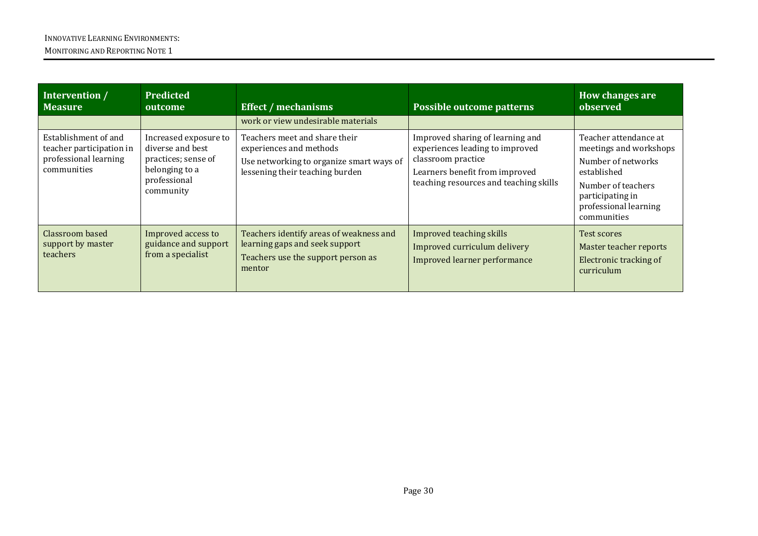| Intervention / Measure | Predicted outcome | Effect / mechanisms | Possible outcome patterns | How changes are observed |
|---|---|---|---|---|
| | | work or view undesirable materials | | |
| Establishment of and teacher participation in professional learning communities | Increased exposure to diverse and best practices; sense of belonging to a professional community | Teachers meet and share their experiences and methods<br>Use networking to organize smart ways of lessening their teaching burden | Improved sharing of learning and experiences leading to improved classroom practice<br>Learners benefit from improved teaching resources and teaching skills | Teacher attendance at meetings and workshops<br>Number of networks established<br>Number of teachers participating in professional learning communities |
| Classroom based support by master teachers | Improved access to guidance and support from a specialist | Teachers identify areas of weakness and learning gaps and seek support<br>Teachers use the support person as mentor | Improved teaching skills<br>Improved curriculum delivery<br>Improved learner performance | Test scores<br>Master teacher reports<br>Electronic tracking of curriculum |